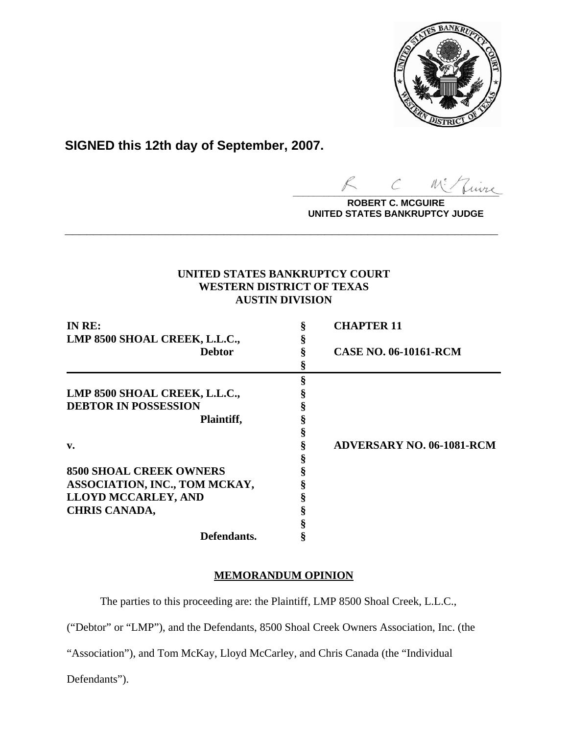**SIGNED this 12th day of September, 2007.**

**ROBERT C. MCGUIRE**
**UNITED STATES BANKRUPTCY JUDGE**

---

**UNITED STATES BANKRUPTCY COURT**
**WESTERN DISTRICT OF TEXAS**
**AUSTIN DIVISION**

| | | |
|---|---|---|
| **IN RE:** | § | **CHAPTER 11** |
| **LMP 8500 SHOAL CREEK, L.L.C.,** | § | |
| **Debtor** | § | **CASE NO. 06-10161-RCM** |
| | § | |
| | § | |
| **LMP 8500 SHOAL CREEK, L.L.C.,** | § | |
| **DEBTOR IN POSSESSION** | § | |
| **Plaintiff,** | § | |
| | § | |
| **v.** | § | **ADVERSARY NO. 06-1081-RCM** |
| | § | |
| **8500 SHOAL CREEK OWNERS** | § | |
| **ASSOCIATION, INC., TOM MCKAY,** | § | |
| **LLOYD MCCARLEY, AND** | § | |
| **CHRIS CANADA,** | § | |
| | § | |
| **Defendants.** | § | |

## MEMORANDUM OPINION

The parties to this proceeding are: the Plaintiff, LMP 8500 Shoal Creek, L.L.C., ("Debtor" or "LMP"), and the Defendants, 8500 Shoal Creek Owners Association, Inc. (the "Association"), and Tom McKay, Lloyd McCarley, and Chris Canada (the "Individual Defendants").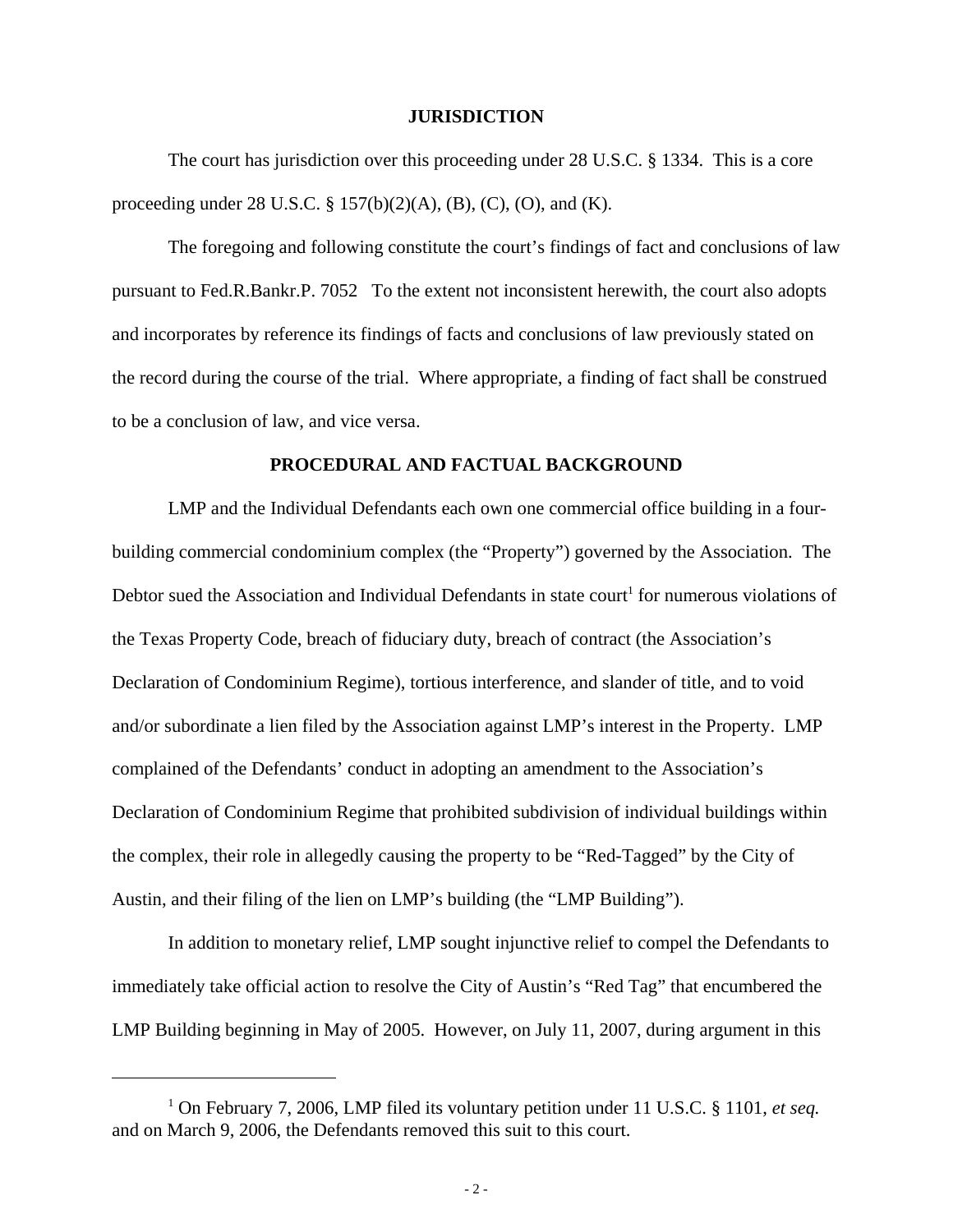## JURISDICTION

The court has jurisdiction over this proceeding under 28 U.S.C. § 1334. This is a core proceeding under 28 U.S.C. § 157(b)(2)(A), (B), (C), (O), and (K).

The foregoing and following constitute the court's findings of fact and conclusions of law pursuant to Fed.R.Bankr.P. 7052 To the extent not inconsistent herewith, the court also adopts and incorporates by reference its findings of facts and conclusions of law previously stated on the record during the course of the trial. Where appropriate, a finding of fact shall be construed to be a conclusion of law, and vice versa.

## PROCEDURAL AND FACTUAL BACKGROUND

LMP and the Individual Defendants each own one commercial office building in a four-building commercial condominium complex (the "Property") governed by the Association. The Debtor sued the Association and Individual Defendants in state court[1] for numerous violations of the Texas Property Code, breach of fiduciary duty, breach of contract (the Association's Declaration of Condominium Regime), tortious interference, and slander of title, and to void and/or subordinate a lien filed by the Association against LMP's interest in the Property. LMP complained of the Defendants' conduct in adopting an amendment to the Association's Declaration of Condominium Regime that prohibited subdivision of individual buildings within the complex, their role in allegedly causing the property to be "Red-Tagged" by the City of Austin, and their filing of the lien on LMP's building (the "LMP Building").

In addition to monetary relief, LMP sought injunctive relief to compel the Defendants to immediately take official action to resolve the City of Austin's "Red Tag" that encumbered the LMP Building beginning in May of 2005. However, on July 11, 2007, during argument in this

[1] On February 7, 2006, LMP filed its voluntary petition under 11 U.S.C. § 1101, *et seq.* and on March 9, 2006, the Defendants removed this suit to this court.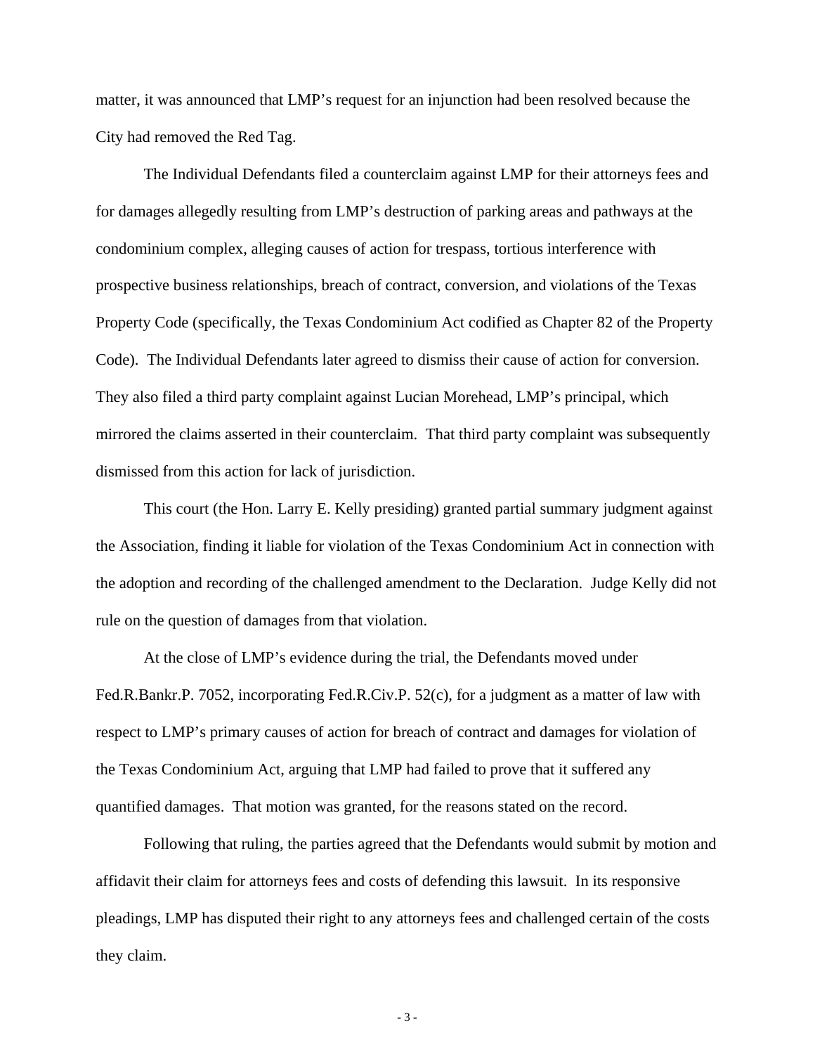matter, it was announced that LMP's request for an injunction had been resolved because the City had removed the Red Tag.

The Individual Defendants filed a counterclaim against LMP for their attorneys fees and for damages allegedly resulting from LMP's destruction of parking areas and pathways at the condominium complex, alleging causes of action for trespass, tortious interference with prospective business relationships, breach of contract, conversion, and violations of the Texas Property Code (specifically, the Texas Condominium Act codified as Chapter 82 of the Property Code). The Individual Defendants later agreed to dismiss their cause of action for conversion. They also filed a third party complaint against Lucian Morehead, LMP's principal, which mirrored the claims asserted in their counterclaim. That third party complaint was subsequently dismissed from this action for lack of jurisdiction.

This court (the Hon. Larry E. Kelly presiding) granted partial summary judgment against the Association, finding it liable for violation of the Texas Condominium Act in connection with the adoption and recording of the challenged amendment to the Declaration. Judge Kelly did not rule on the question of damages from that violation.

At the close of LMP's evidence during the trial, the Defendants moved under Fed.R.Bankr.P. 7052, incorporating Fed.R.Civ.P. 52(c), for a judgment as a matter of law with respect to LMP's primary causes of action for breach of contract and damages for violation of the Texas Condominium Act, arguing that LMP had failed to prove that it suffered any quantified damages. That motion was granted, for the reasons stated on the record.

Following that ruling, the parties agreed that the Defendants would submit by motion and affidavit their claim for attorneys fees and costs of defending this lawsuit. In its responsive pleadings, LMP has disputed their right to any attorneys fees and challenged certain of the costs they claim.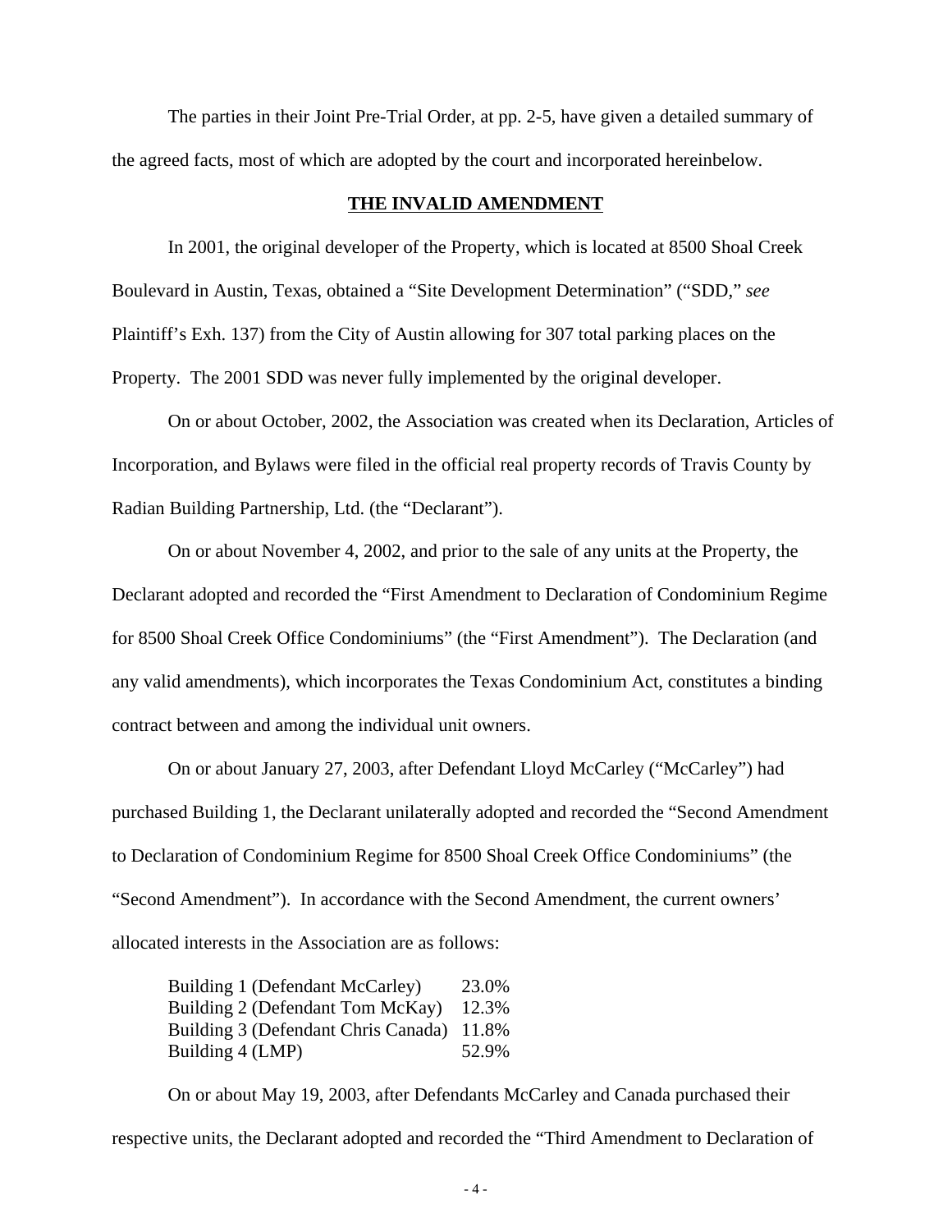The parties in their Joint Pre-Trial Order, at pp. 2-5, have given a detailed summary of the agreed facts, most of which are adopted by the court and incorporated hereinbelow.

**THE INVALID AMENDMENT**

In 2001, the original developer of the Property, which is located at 8500 Shoal Creek Boulevard in Austin, Texas, obtained a "Site Development Determination" ("SDD," *see* Plaintiff's Exh. 137) from the City of Austin allowing for 307 total parking places on the Property. The 2001 SDD was never fully implemented by the original developer.

On or about October, 2002, the Association was created when its Declaration, Articles of Incorporation, and Bylaws were filed in the official real property records of Travis County by Radian Building Partnership, Ltd. (the "Declarant").

On or about November 4, 2002, and prior to the sale of any units at the Property, the Declarant adopted and recorded the "First Amendment to Declaration of Condominium Regime for 8500 Shoal Creek Office Condominiums" (the "First Amendment"). The Declaration (and any valid amendments), which incorporates the Texas Condominium Act, constitutes a binding contract between and among the individual unit owners.

On or about January 27, 2003, after Defendant Lloyd McCarley ("McCarley") had purchased Building 1, the Declarant unilaterally adopted and recorded the "Second Amendment to Declaration of Condominium Regime for 8500 Shoal Creek Office Condominiums" (the "Second Amendment"). In accordance with the Second Amendment, the current owners' allocated interests in the Association are as follows:

| | |
|---|---|
| Building 1 (Defendant McCarley) | 23.0% |
| Building 2 (Defendant Tom McKay) | 12.3% |
| Building 3 (Defendant Chris Canada) | 11.8% |
| Building 4 (LMP) | 52.9% |

On or about May 19, 2003, after Defendants McCarley and Canada purchased their respective units, the Declarant adopted and recorded the "Third Amendment to Declaration of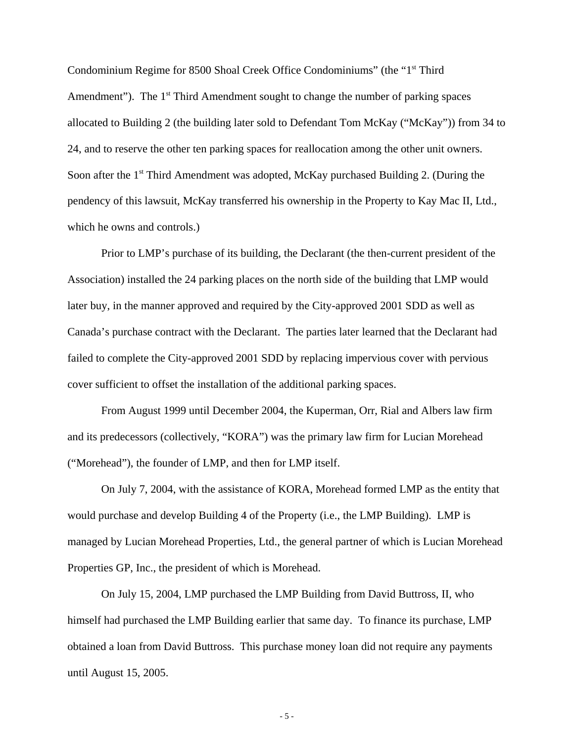Condominium Regime for 8500 Shoal Creek Office Condominiums" (the "1st Third Amendment"). The 1st Third Amendment sought to change the number of parking spaces allocated to Building 2 (the building later sold to Defendant Tom McKay ("McKay")) from 34 to 24, and to reserve the other ten parking spaces for reallocation among the other unit owners. Soon after the 1st Third Amendment was adopted, McKay purchased Building 2. (During the pendency of this lawsuit, McKay transferred his ownership in the Property to Kay Mac II, Ltd., which he owns and controls.)

Prior to LMP's purchase of its building, the Declarant (the then-current president of the Association) installed the 24 parking places on the north side of the building that LMP would later buy, in the manner approved and required by the City-approved 2001 SDD as well as Canada's purchase contract with the Declarant. The parties later learned that the Declarant had failed to complete the City-approved 2001 SDD by replacing impervious cover with pervious cover sufficient to offset the installation of the additional parking spaces.

From August 1999 until December 2004, the Kuperman, Orr, Rial and Albers law firm and its predecessors (collectively, "KORA") was the primary law firm for Lucian Morehead ("Morehead"), the founder of LMP, and then for LMP itself.

On July 7, 2004, with the assistance of KORA, Morehead formed LMP as the entity that would purchase and develop Building 4 of the Property (i.e., the LMP Building). LMP is managed by Lucian Morehead Properties, Ltd., the general partner of which is Lucian Morehead Properties GP, Inc., the president of which is Morehead.

On July 15, 2004, LMP purchased the LMP Building from David Buttross, II, who himself had purchased the LMP Building earlier that same day. To finance its purchase, LMP obtained a loan from David Buttross. This purchase money loan did not require any payments until August 15, 2005.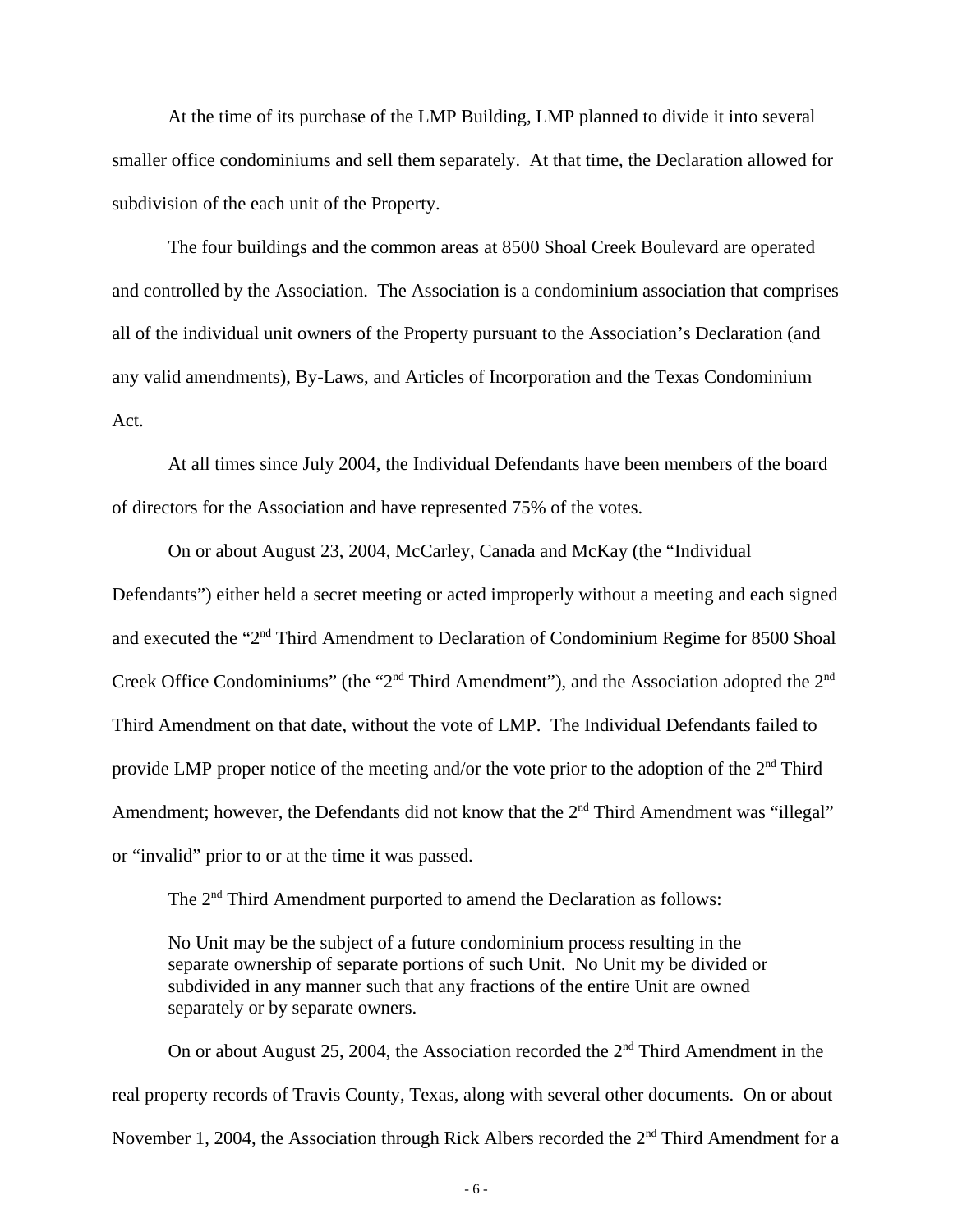At the time of its purchase of the LMP Building, LMP planned to divide it into several smaller office condominiums and sell them separately. At that time, the Declaration allowed for subdivision of the each unit of the Property.

The four buildings and the common areas at 8500 Shoal Creek Boulevard are operated and controlled by the Association. The Association is a condominium association that comprises all of the individual unit owners of the Property pursuant to the Association's Declaration (and any valid amendments), By-Laws, and Articles of Incorporation and the Texas Condominium Act.

At all times since July 2004, the Individual Defendants have been members of the board of directors for the Association and have represented 75% of the votes.

On or about August 23, 2004, McCarley, Canada and McKay (the "Individual Defendants") either held a secret meeting or acted improperly without a meeting and each signed and executed the "2nd Third Amendment to Declaration of Condominium Regime for 8500 Shoal Creek Office Condominiums" (the "2nd Third Amendment"), and the Association adopted the 2nd Third Amendment on that date, without the vote of LMP. The Individual Defendants failed to provide LMP proper notice of the meeting and/or the vote prior to the adoption of the 2nd Third Amendment; however, the Defendants did not know that the 2nd Third Amendment was "illegal" or "invalid" prior to or at the time it was passed.

The 2nd Third Amendment purported to amend the Declaration as follows:

> No Unit may be the subject of a future condominium process resulting in the separate ownership of separate portions of such Unit. No Unit my be divided or subdivided in any manner such that any fractions of the entire Unit are owned separately or by separate owners.

On or about August 25, 2004, the Association recorded the 2nd Third Amendment in the real property records of Travis County, Texas, along with several other documents. On or about November 1, 2004, the Association through Rick Albers recorded the 2nd Third Amendment for a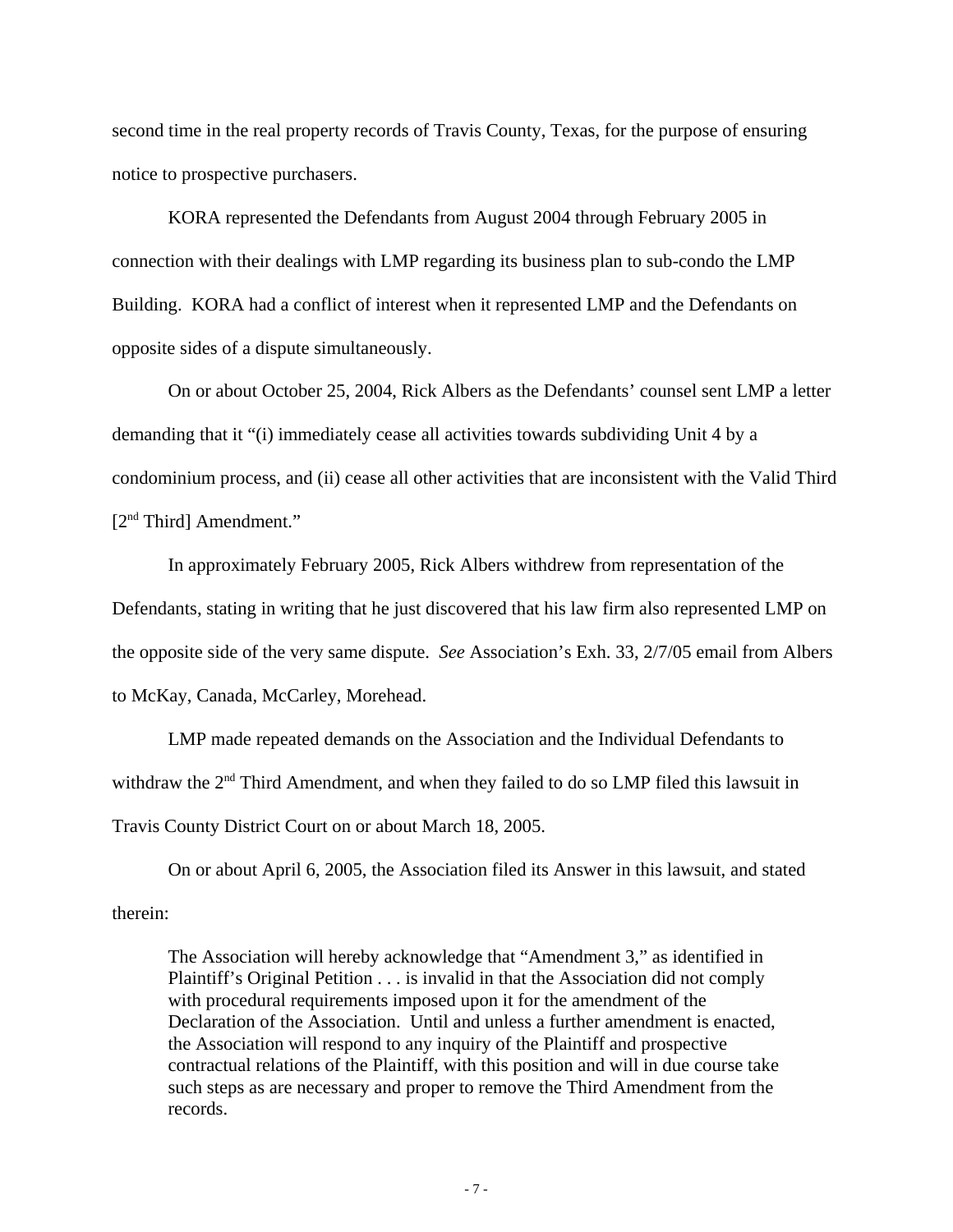second time in the real property records of Travis County, Texas, for the purpose of ensuring notice to prospective purchasers.

KORA represented the Defendants from August 2004 through February 2005 in connection with their dealings with LMP regarding its business plan to sub-condo the LMP Building. KORA had a conflict of interest when it represented LMP and the Defendants on opposite sides of a dispute simultaneously.

On or about October 25, 2004, Rick Albers as the Defendants' counsel sent LMP a letter demanding that it "(i) immediately cease all activities towards subdividing Unit 4 by a condominium process, and (ii) cease all other activities that are inconsistent with the Valid Third [2nd Third] Amendment."

In approximately February 2005, Rick Albers withdrew from representation of the Defendants, stating in writing that he just discovered that his law firm also represented LMP on the opposite side of the very same dispute. *See* Association's Exh. 33, 2/7/05 email from Albers to McKay, Canada, McCarley, Morehead.

LMP made repeated demands on the Association and the Individual Defendants to withdraw the 2nd Third Amendment, and when they failed to do so LMP filed this lawsuit in Travis County District Court on or about March 18, 2005.

On or about April 6, 2005, the Association filed its Answer in this lawsuit, and stated therein:

> The Association will hereby acknowledge that "Amendment 3," as identified in Plaintiff's Original Petition . . . is invalid in that the Association did not comply with procedural requirements imposed upon it for the amendment of the Declaration of the Association. Until and unless a further amendment is enacted, the Association will respond to any inquiry of the Plaintiff and prospective contractual relations of the Plaintiff, with this position and will in due course take such steps as are necessary and proper to remove the Third Amendment from the records.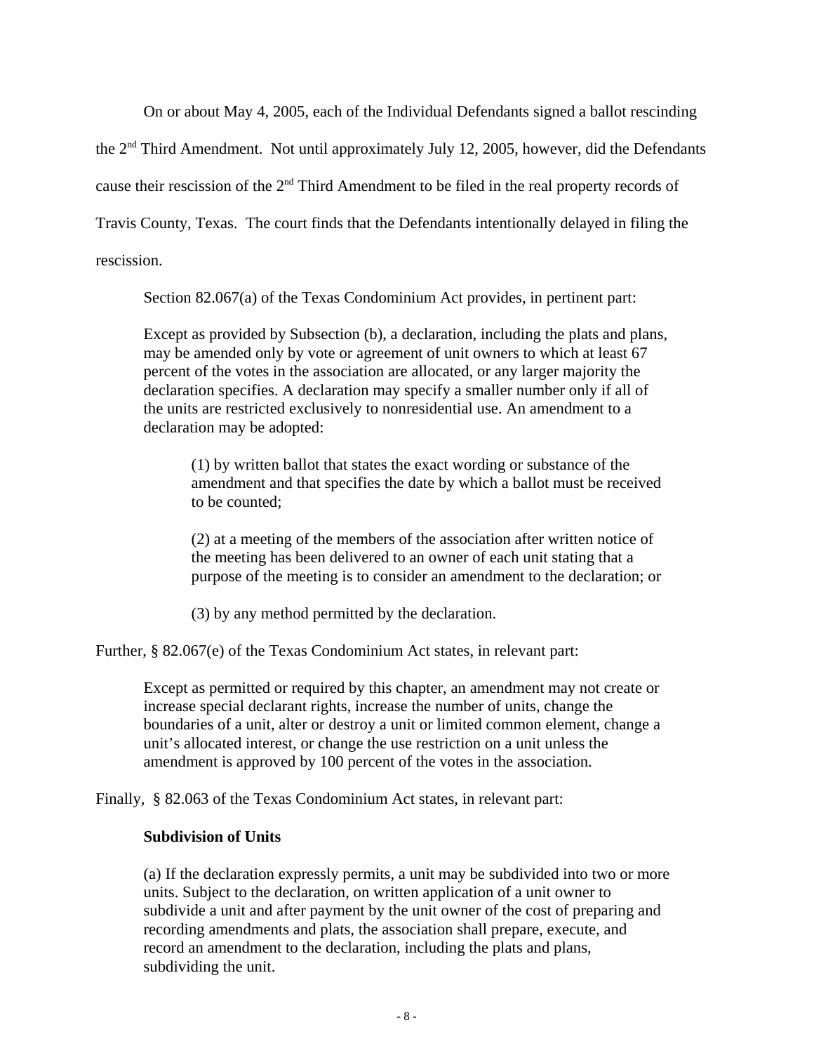On or about May 4, 2005, each of the Individual Defendants signed a ballot rescinding the 2nd Third Amendment. Not until approximately July 12, 2005, however, did the Defendants cause their rescission of the 2nd Third Amendment to be filed in the real property records of Travis County, Texas. The court finds that the Defendants intentionally delayed in filing the rescission.

Section 82.067(a) of the Texas Condominium Act provides, in pertinent part:

> Except as provided by Subsection (b), a declaration, including the plats and plans, may be amended only by vote or agreement of unit owners to which at least 67 percent of the votes in the association are allocated, or any larger majority the declaration specifies. A declaration may specify a smaller number only if all of the units are restricted exclusively to nonresidential use. An amendment to a declaration may be adopted:
>
> > (1) by written ballot that states the exact wording or substance of the amendment and that specifies the date by which a ballot must be received to be counted;
> >
> > (2) at a meeting of the members of the association after written notice of the meeting has been delivered to an owner of each unit stating that a purpose of the meeting is to consider an amendment to the declaration; or
> >
> > (3) by any method permitted by the declaration.

Further, § 82.067(e) of the Texas Condominium Act states, in relevant part:

> Except as permitted or required by this chapter, an amendment may not create or increase special declarant rights, increase the number of units, change the boundaries of a unit, alter or destroy a unit or limited common element, change a unit's allocated interest, or change the use restriction on a unit unless the amendment is approved by 100 percent of the votes in the association.

Finally, § 82.063 of the Texas Condominium Act states, in relevant part:

> **Subdivision of Units**
>
> (a) If the declaration expressly permits, a unit may be subdivided into two or more units. Subject to the declaration, on written application of a unit owner to subdivide a unit and after payment by the unit owner of the cost of preparing and recording amendments and plats, the association shall prepare, execute, and record an amendment to the declaration, including the plats and plans, subdividing the unit.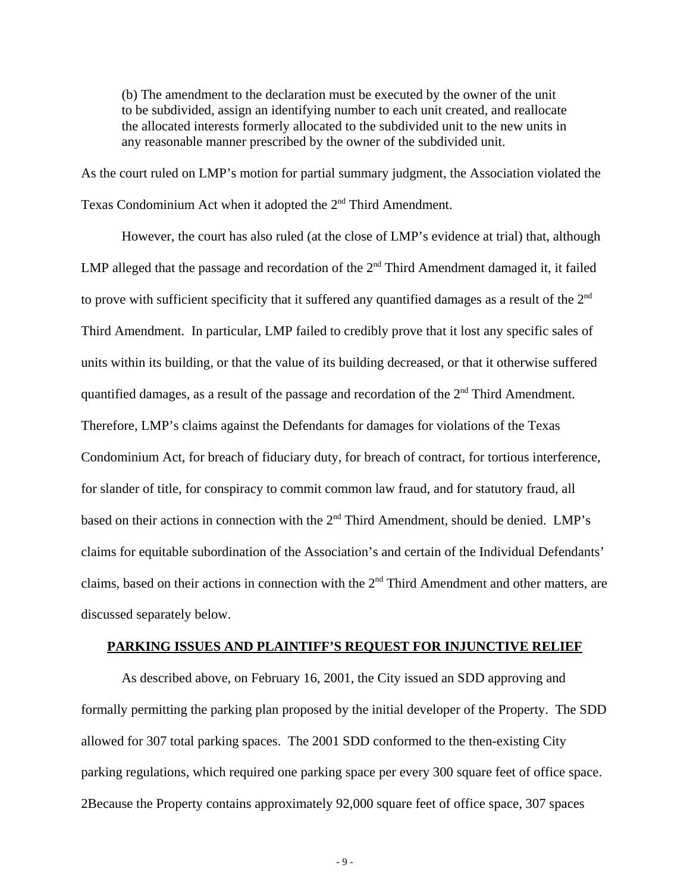(b) The amendment to the declaration must be executed by the owner of the unit to be subdivided, assign an identifying number to each unit created, and reallocate the allocated interests formerly allocated to the subdivided unit to the new units in any reasonable manner prescribed by the owner of the subdivided unit.

As the court ruled on LMP's motion for partial summary judgment, the Association violated the Texas Condominium Act when it adopted the 2nd Third Amendment.

However, the court has also ruled (at the close of LMP's evidence at trial) that, although LMP alleged that the passage and recordation of the 2nd Third Amendment damaged it, it failed to prove with sufficient specificity that it suffered any quantified damages as a result of the 2nd Third Amendment. In particular, LMP failed to credibly prove that it lost any specific sales of units within its building, or that the value of its building decreased, or that it otherwise suffered quantified damages, as a result of the passage and recordation of the 2nd Third Amendment. Therefore, LMP's claims against the Defendants for damages for violations of the Texas Condominium Act, for breach of fiduciary duty, for breach of contract, for tortious interference, for slander of title, for conspiracy to commit common law fraud, and for statutory fraud, all based on their actions in connection with the 2nd Third Amendment, should be denied. LMP's claims for equitable subordination of the Association's and certain of the Individual Defendants' claims, based on their actions in connection with the 2nd Third Amendment and other matters, are discussed separately below.

**PARKING ISSUES AND PLAINTIFF'S REQUEST FOR INJUNCTIVE RELIEF**

As described above, on February 16, 2001, the City issued an SDD approving and formally permitting the parking plan proposed by the initial developer of the Property. The SDD allowed for 307 total parking spaces. The 2001 SDD conformed to the then-existing City parking regulations, which required one parking space per every 300 square feet of office space. 2Because the Property contains approximately 92,000 square feet of office space, 307 spaces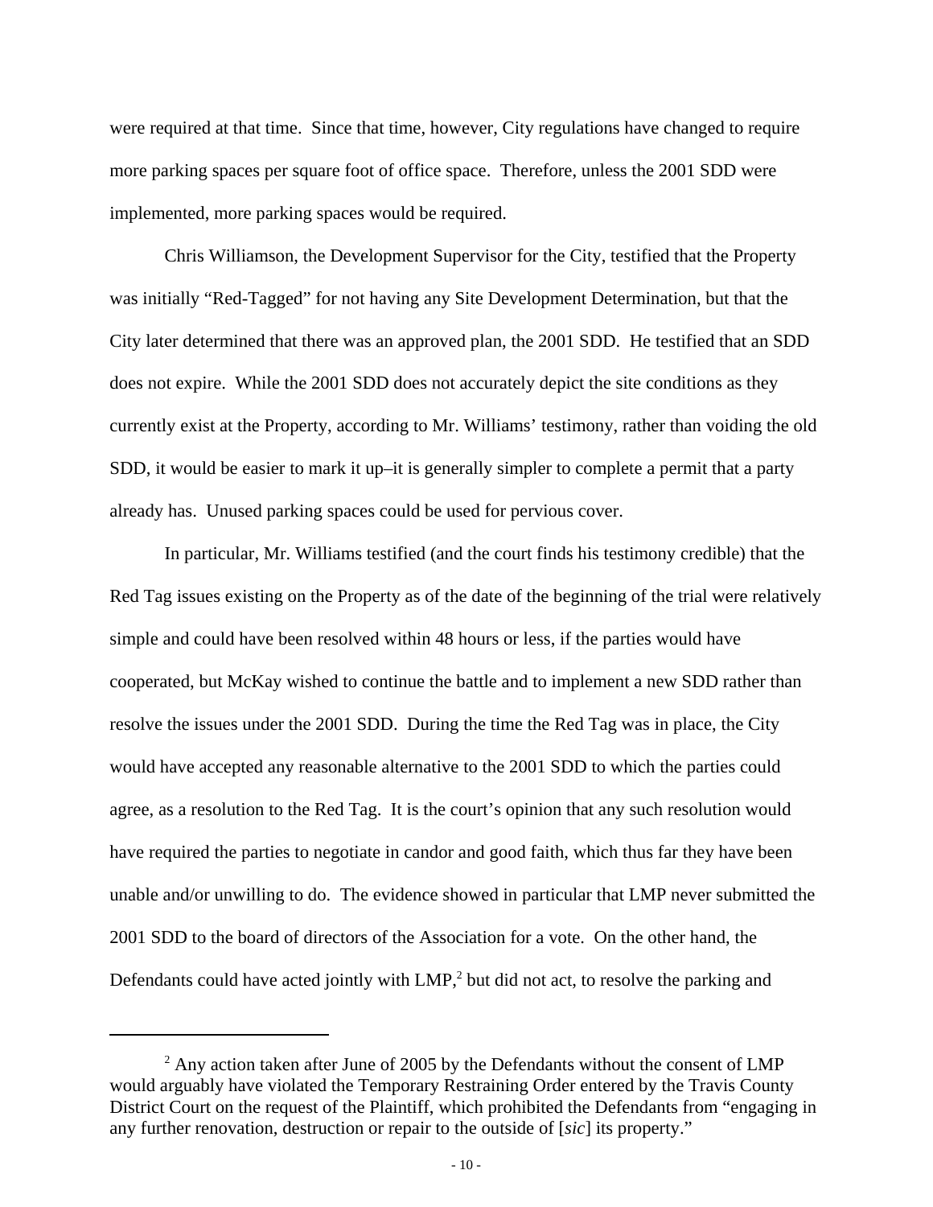were required at that time. Since that time, however, City regulations have changed to require more parking spaces per square foot of office space. Therefore, unless the 2001 SDD were implemented, more parking spaces would be required.

Chris Williamson, the Development Supervisor for the City, testified that the Property was initially "Red-Tagged" for not having any Site Development Determination, but that the City later determined that there was an approved plan, the 2001 SDD. He testified that an SDD does not expire. While the 2001 SDD does not accurately depict the site conditions as they currently exist at the Property, according to Mr. Williams' testimony, rather than voiding the old SDD, it would be easier to mark it up–it is generally simpler to complete a permit that a party already has. Unused parking spaces could be used for pervious cover.

In particular, Mr. Williams testified (and the court finds his testimony credible) that the Red Tag issues existing on the Property as of the date of the beginning of the trial were relatively simple and could have been resolved within 48 hours or less, if the parties would have cooperated, but McKay wished to continue the battle and to implement a new SDD rather than resolve the issues under the 2001 SDD. During the time the Red Tag was in place, the City would have accepted any reasonable alternative to the 2001 SDD to which the parties could agree, as a resolution to the Red Tag. It is the court's opinion that any such resolution would have required the parties to negotiate in candor and good faith, which thus far they have been unable and/or unwilling to do. The evidence showed in particular that LMP never submitted the 2001 SDD to the board of directors of the Association for a vote. On the other hand, the Defendants could have acted jointly with LMP,[2] but did not act, to resolve the parking and

---

[2] Any action taken after June of 2005 by the Defendants without the consent of LMP would arguably have violated the Temporary Restraining Order entered by the Travis County District Court on the request of the Plaintiff, which prohibited the Defendants from "engaging in any further renovation, destruction or repair to the outside of [*sic*] its property."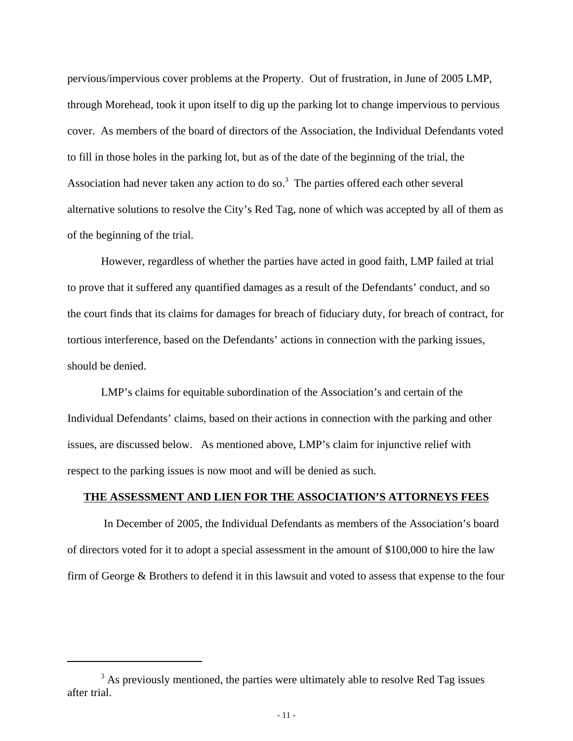pervious/impervious cover problems at the Property. Out of frustration, in June of 2005 LMP, through Morehead, took it upon itself to dig up the parking lot to change impervious to pervious cover. As members of the board of directors of the Association, the Individual Defendants voted to fill in those holes in the parking lot, but as of the date of the beginning of the trial, the Association had never taken any action to do so.[3] The parties offered each other several alternative solutions to resolve the City's Red Tag, none of which was accepted by all of them as of the beginning of the trial.

However, regardless of whether the parties have acted in good faith, LMP failed at trial to prove that it suffered any quantified damages as a result of the Defendants' conduct, and so the court finds that its claims for damages for breach of fiduciary duty, for breach of contract, for tortious interference, based on the Defendants' actions in connection with the parking issues, should be denied.

LMP's claims for equitable subordination of the Association's and certain of the Individual Defendants' claims, based on their actions in connection with the parking and other issues, are discussed below. As mentioned above, LMP's claim for injunctive relief with respect to the parking issues is now moot and will be denied as such.

**THE ASSESSMENT AND LIEN FOR THE ASSOCIATION'S ATTORNEYS FEES**

In December of 2005, the Individual Defendants as members of the Association's board of directors voted for it to adopt a special assessment in the amount of $100,000 to hire the law firm of George & Brothers to defend it in this lawsuit and voted to assess that expense to the four

[3] As previously mentioned, the parties were ultimately able to resolve Red Tag issues after trial.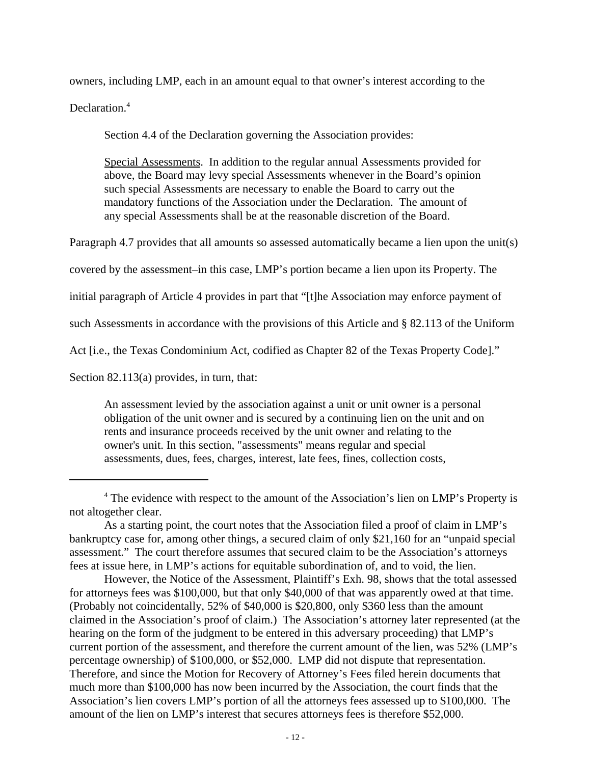owners, including LMP, each in an amount equal to that owner's interest according to the Declaration.[4]

Section 4.4 of the Declaration governing the Association provides:

> Special Assessments. In addition to the regular annual Assessments provided for above, the Board may levy special Assessments whenever in the Board's opinion such special Assessments are necessary to enable the Board to carry out the mandatory functions of the Association under the Declaration. The amount of any special Assessments shall be at the reasonable discretion of the Board.

Paragraph 4.7 provides that all amounts so assessed automatically became a lien upon the unit(s) covered by the assessment–in this case, LMP's portion became a lien upon its Property. The initial paragraph of Article 4 provides in part that "[t]he Association may enforce payment of such Assessments in accordance with the provisions of this Article and § 82.113 of the Uniform Act [i.e., the Texas Condominium Act, codified as Chapter 82 of the Texas Property Code]."

Section 82.113(a) provides, in turn, that:

> An assessment levied by the association against a unit or unit owner is a personal obligation of the unit owner and is secured by a continuing lien on the unit and on rents and insurance proceeds received by the unit owner and relating to the owner's unit. In this section, "assessments" means regular and special assessments, dues, fees, charges, interest, late fees, fines, collection costs,

---

[4] The evidence with respect to the amount of the Association's lien on LMP's Property is not altogether clear.

As a starting point, the court notes that the Association filed a proof of claim in LMP's bankruptcy case for, among other things, a secured claim of only $21,160 for an "unpaid special assessment." The court therefore assumes that secured claim to be the Association's attorneys fees at issue here, in LMP's actions for equitable subordination of, and to void, the lien.

However, the Notice of the Assessment, Plaintiff's Exh. 98, shows that the total assessed for attorneys fees was $100,000, but that only $40,000 of that was apparently owed at that time. (Probably not coincidentally, 52% of $40,000 is $20,800, only $360 less than the amount claimed in the Association's proof of claim.) The Association's attorney later represented (at the hearing on the form of the judgment to be entered in this adversary proceeding) that LMP's current portion of the assessment, and therefore the current amount of the lien, was 52% (LMP's percentage ownership) of $100,000, or $52,000. LMP did not dispute that representation. Therefore, and since the Motion for Recovery of Attorney's Fees filed herein documents that much more than $100,000 has now been incurred by the Association, the court finds that the Association's lien covers LMP's portion of all the attorneys fees assessed up to $100,000. The amount of the lien on LMP's interest that secures attorneys fees is therefore $52,000.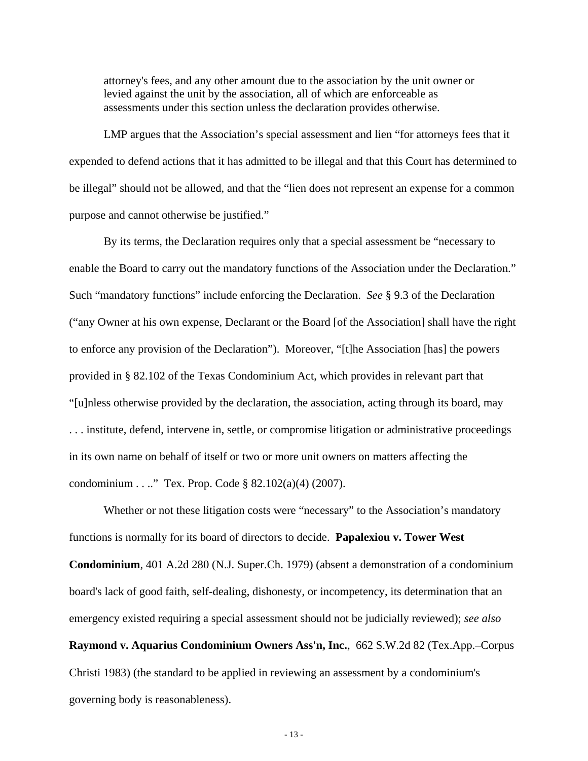> attorney's fees, and any other amount due to the association by the unit owner or levied against the unit by the association, all of which are enforceable as assessments under this section unless the declaration provides otherwise.

LMP argues that the Association's special assessment and lien "for attorneys fees that it expended to defend actions that it has admitted to be illegal and that this Court has determined to be illegal" should not be allowed, and that the "lien does not represent an expense for a common purpose and cannot otherwise be justified."

By its terms, the Declaration requires only that a special assessment be "necessary to enable the Board to carry out the mandatory functions of the Association under the Declaration." Such "mandatory functions" include enforcing the Declaration. *See* § 9.3 of the Declaration ("any Owner at his own expense, Declarant or the Board [of the Association] shall have the right to enforce any provision of the Declaration"). Moreover, "[t]he Association [has] the powers provided in § 82.102 of the Texas Condominium Act, which provides in relevant part that "[u]nless otherwise provided by the declaration, the association, acting through its board, may . . . institute, defend, intervene in, settle, or compromise litigation or administrative proceedings in its own name on behalf of itself or two or more unit owners on matters affecting the condominium . . .." Tex. Prop. Code § 82.102(a)(4) (2007).

Whether or not these litigation costs were "necessary" to the Association's mandatory functions is normally for its board of directors to decide. **Papalexiou v. Tower West Condominium**, 401 A.2d 280 (N.J. Super.Ch. 1979) (absent a demonstration of a condominium board's lack of good faith, self-dealing, dishonesty, or incompetency, its determination that an emergency existed requiring a special assessment should not be judicially reviewed); *see also* **Raymond v. Aquarius Condominium Owners Ass'n, Inc.**, 662 S.W.2d 82 (Tex.App.–Corpus Christi 1983) (the standard to be applied in reviewing an assessment by a condominium's governing body is reasonableness).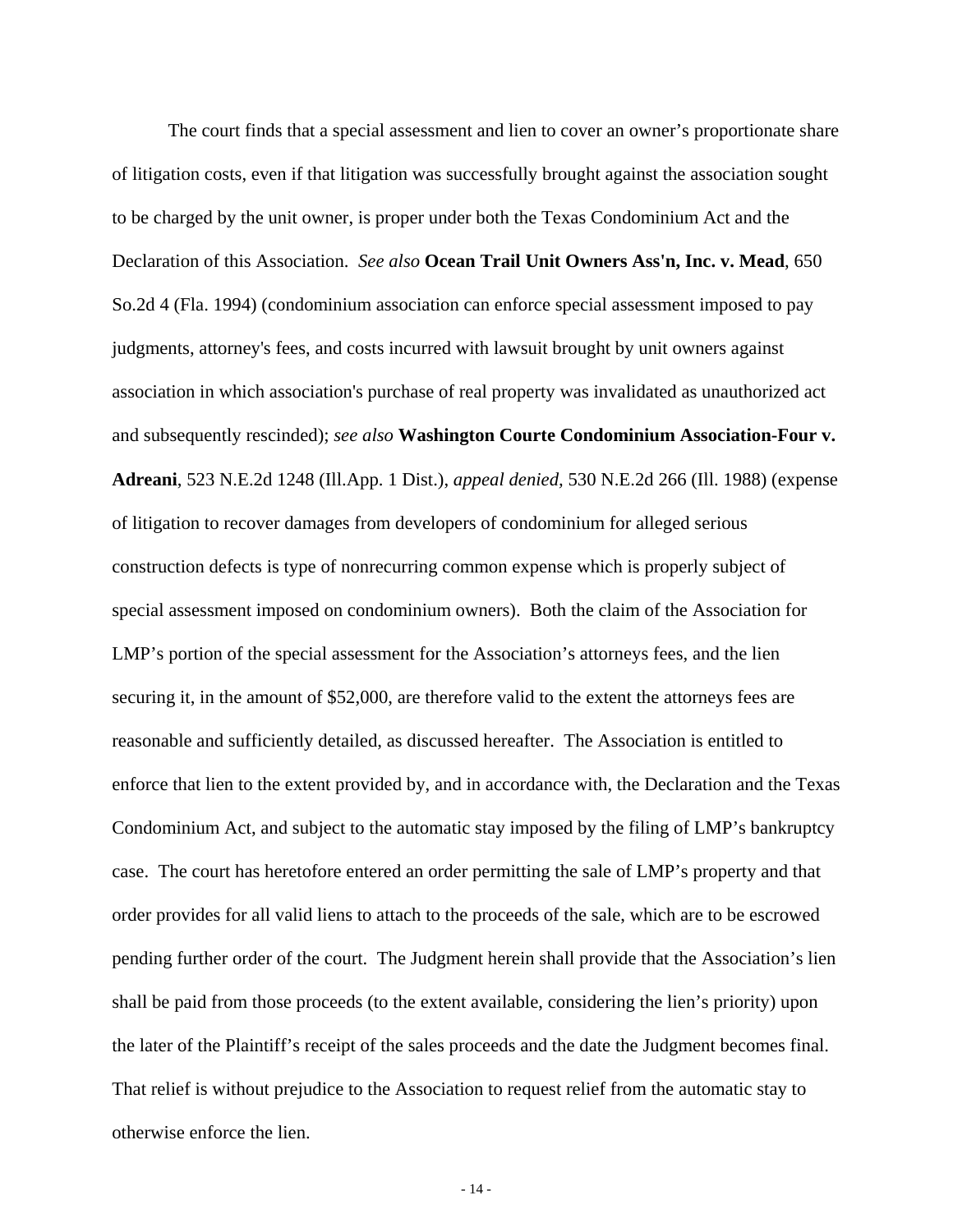The court finds that a special assessment and lien to cover an owner's proportionate share of litigation costs, even if that litigation was successfully brought against the association sought to be charged by the unit owner, is proper under both the Texas Condominium Act and the Declaration of this Association. *See also* **Ocean Trail Unit Owners Ass'n, Inc. v. Mead**, 650 So.2d 4 (Fla. 1994) (condominium association can enforce special assessment imposed to pay judgments, attorney's fees, and costs incurred with lawsuit brought by unit owners against association in which association's purchase of real property was invalidated as unauthorized act and subsequently rescinded); *see also* **Washington Courte Condominium Association-Four v. Adreani**, 523 N.E.2d 1248 (Ill.App. 1 Dist.), *appeal denied,* 530 N.E.2d 266 (Ill. 1988) (expense of litigation to recover damages from developers of condominium for alleged serious construction defects is type of nonrecurring common expense which is properly subject of special assessment imposed on condominium owners). Both the claim of the Association for LMP's portion of the special assessment for the Association's attorneys fees, and the lien securing it, in the amount of $52,000, are therefore valid to the extent the attorneys fees are reasonable and sufficiently detailed, as discussed hereafter. The Association is entitled to enforce that lien to the extent provided by, and in accordance with, the Declaration and the Texas Condominium Act, and subject to the automatic stay imposed by the filing of LMP's bankruptcy case. The court has heretofore entered an order permitting the sale of LMP's property and that order provides for all valid liens to attach to the proceeds of the sale, which are to be escrowed pending further order of the court. The Judgment herein shall provide that the Association's lien shall be paid from those proceeds (to the extent available, considering the lien's priority) upon the later of the Plaintiff's receipt of the sales proceeds and the date the Judgment becomes final. That relief is without prejudice to the Association to request relief from the automatic stay to otherwise enforce the lien.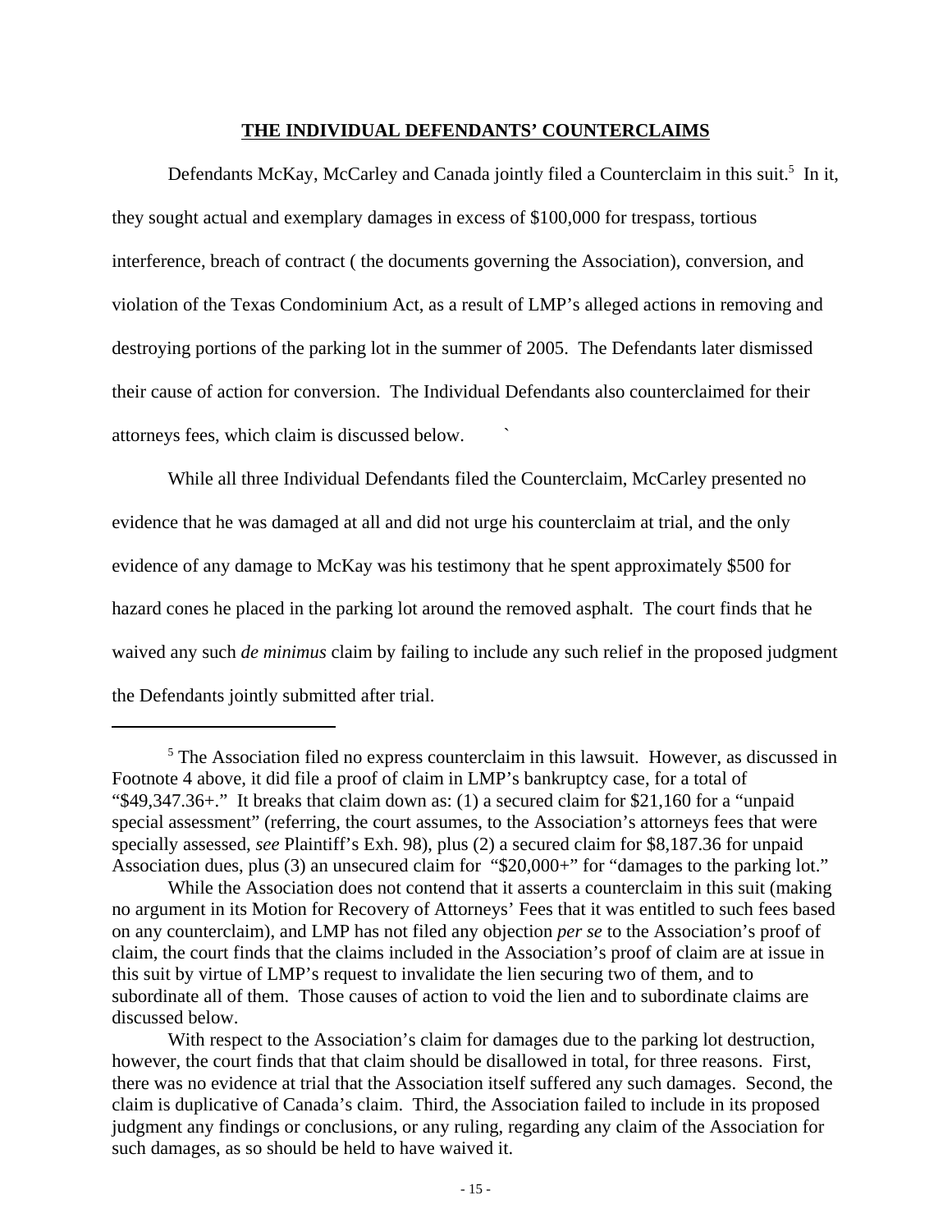**THE INDIVIDUAL DEFENDANTS' COUNTERCLAIMS**

Defendants McKay, McCarley and Canada jointly filed a Counterclaim in this suit.[5] In it, they sought actual and exemplary damages in excess of $100,000 for trespass, tortious interference, breach of contract ( the documents governing the Association), conversion, and violation of the Texas Condominium Act, as a result of LMP's alleged actions in removing and destroying portions of the parking lot in the summer of 2005. The Defendants later dismissed their cause of action for conversion. The Individual Defendants also counterclaimed for their attorneys fees, which claim is discussed below. `

While all three Individual Defendants filed the Counterclaim, McCarley presented no evidence that he was damaged at all and did not urge his counterclaim at trial, and the only evidence of any damage to McKay was his testimony that he spent approximately $500 for hazard cones he placed in the parking lot around the removed asphalt. The court finds that he waived any such *de minimus* claim by failing to include any such relief in the proposed judgment the Defendants jointly submitted after trial.

---

[5] The Association filed no express counterclaim in this lawsuit. However, as discussed in Footnote 4 above, it did file a proof of claim in LMP's bankruptcy case, for a total of "$49,347.36+." It breaks that claim down as: (1) a secured claim for $21,160 for a "unpaid special assessment" (referring, the court assumes, to the Association's attorneys fees that were specially assessed, *see* Plaintiff's Exh. 98), plus (2) a secured claim for $8,187.36 for unpaid Association dues, plus (3) an unsecured claim for "$20,000+" for "damages to the parking lot."

While the Association does not contend that it asserts a counterclaim in this suit (making no argument in its Motion for Recovery of Attorneys' Fees that it was entitled to such fees based on any counterclaim), and LMP has not filed any objection *per se* to the Association's proof of claim, the court finds that the claims included in the Association's proof of claim are at issue in this suit by virtue of LMP's request to invalidate the lien securing two of them, and to subordinate all of them. Those causes of action to void the lien and to subordinate claims are discussed below.

With respect to the Association's claim for damages due to the parking lot destruction, however, the court finds that that claim should be disallowed in total, for three reasons. First, there was no evidence at trial that the Association itself suffered any such damages. Second, the claim is duplicative of Canada's claim. Third, the Association failed to include in its proposed judgment any findings or conclusions, or any ruling, regarding any claim of the Association for such damages, as so should be held to have waived it.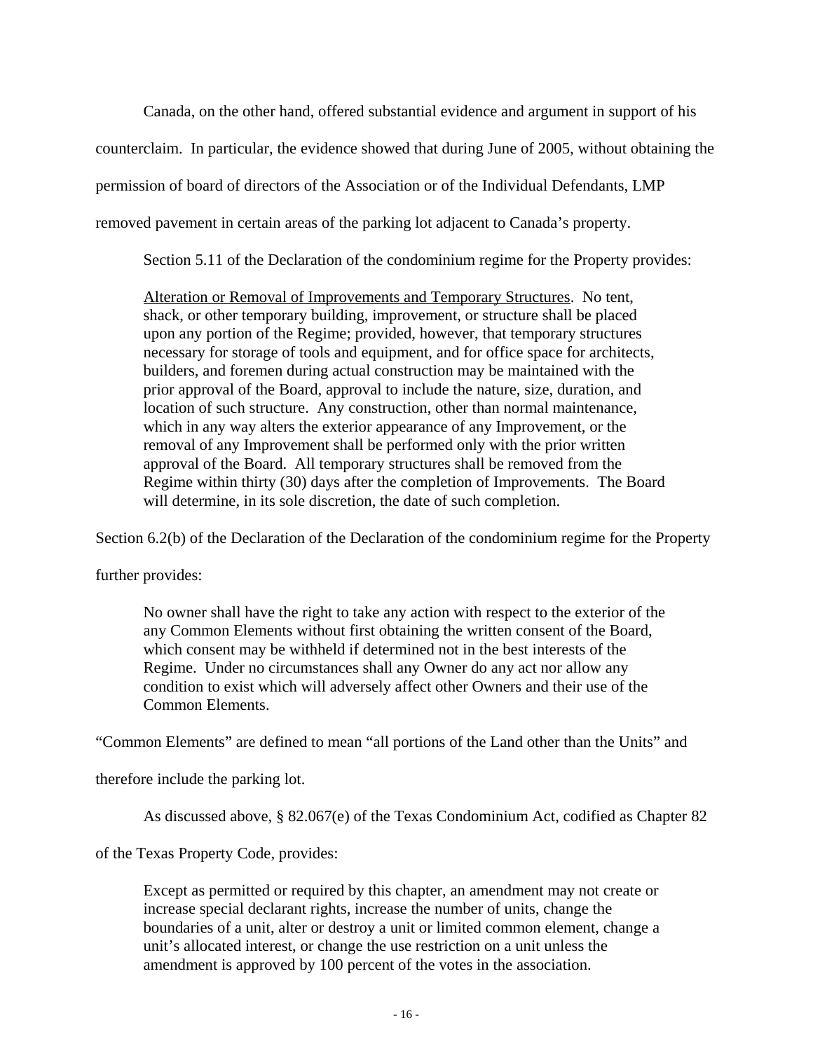Canada, on the other hand, offered substantial evidence and argument in support of his counterclaim. In particular, the evidence showed that during June of 2005, without obtaining the permission of board of directors of the Association or of the Individual Defendants, LMP removed pavement in certain areas of the parking lot adjacent to Canada's property.

Section 5.11 of the Declaration of the condominium regime for the Property provides:

> <u>Alteration or Removal of Improvements and Temporary Structures</u>. No tent, shack, or other temporary building, improvement, or structure shall be placed upon any portion of the Regime; provided, however, that temporary structures necessary for storage of tools and equipment, and for office space for architects, builders, and foremen during actual construction may be maintained with the prior approval of the Board, approval to include the nature, size, duration, and location of such structure. Any construction, other than normal maintenance, which in any way alters the exterior appearance of any Improvement, or the removal of any Improvement shall be performed only with the prior written approval of the Board. All temporary structures shall be removed from the Regime within thirty (30) days after the completion of Improvements. The Board will determine, in its sole discretion, the date of such completion.

Section 6.2(b) of the Declaration of the Declaration of the condominium regime for the Property further provides:

> No owner shall have the right to take any action with respect to the exterior of the any Common Elements without first obtaining the written consent of the Board, which consent may be withheld if determined not in the best interests of the Regime. Under no circumstances shall any Owner do any act nor allow any condition to exist which will adversely affect other Owners and their use of the Common Elements.

"Common Elements" are defined to mean "all portions of the Land other than the Units" and therefore include the parking lot.

As discussed above, § 82.067(e) of the Texas Condominium Act, codified as Chapter 82 of the Texas Property Code, provides:

> Except as permitted or required by this chapter, an amendment may not create or increase special declarant rights, increase the number of units, change the boundaries of a unit, alter or destroy a unit or limited common element, change a unit's allocated interest, or change the use restriction on a unit unless the amendment is approved by 100 percent of the votes in the association.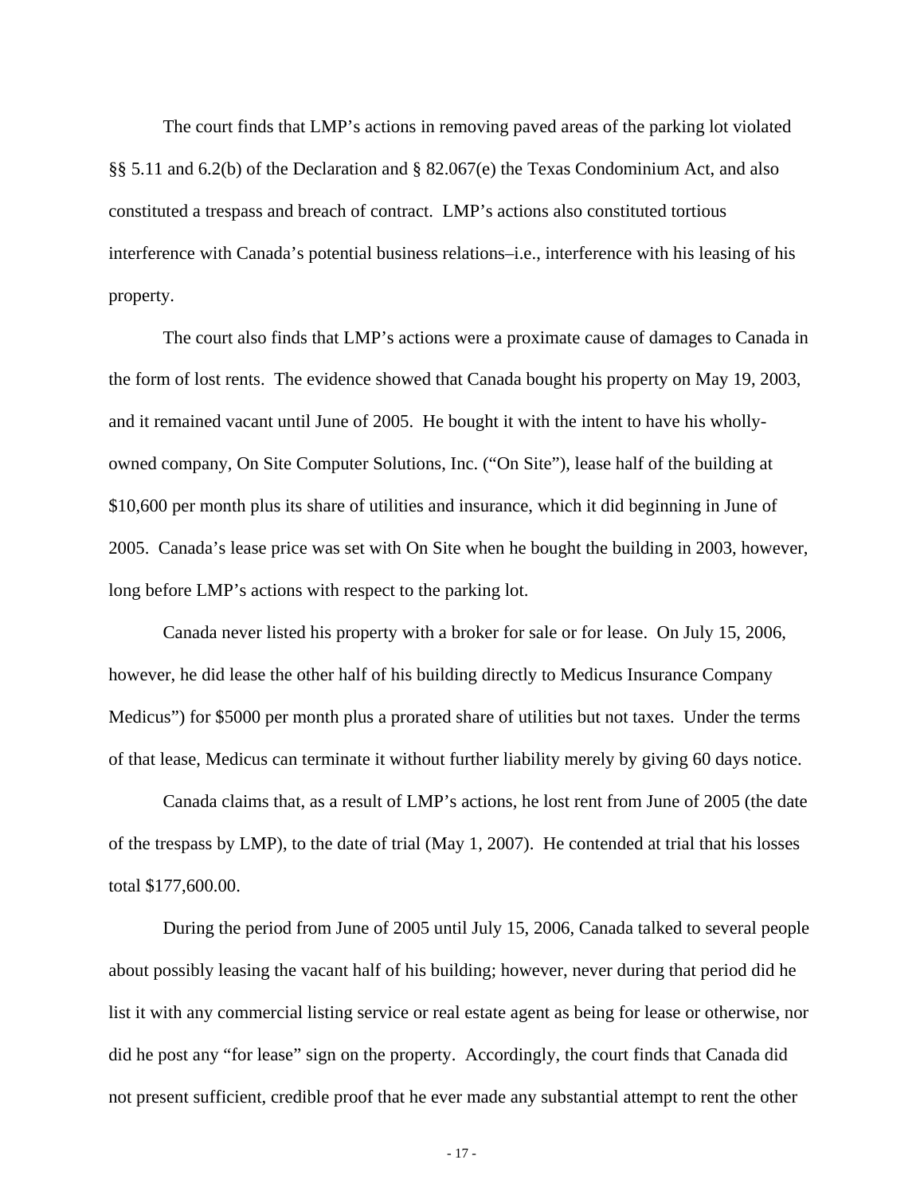The court finds that LMP's actions in removing paved areas of the parking lot violated §§ 5.11 and 6.2(b) of the Declaration and § 82.067(e) the Texas Condominium Act, and also constituted a trespass and breach of contract. LMP's actions also constituted tortious interference with Canada's potential business relations–i.e., interference with his leasing of his property.

The court also finds that LMP's actions were a proximate cause of damages to Canada in the form of lost rents. The evidence showed that Canada bought his property on May 19, 2003, and it remained vacant until June of 2005. He bought it with the intent to have his wholly-owned company, On Site Computer Solutions, Inc. ("On Site"), lease half of the building at $10,600 per month plus its share of utilities and insurance, which it did beginning in June of 2005. Canada's lease price was set with On Site when he bought the building in 2003, however, long before LMP's actions with respect to the parking lot.

Canada never listed his property with a broker for sale or for lease. On July 15, 2006, however, he did lease the other half of his building directly to Medicus Insurance Company Medicus") for $5000 per month plus a prorated share of utilities but not taxes. Under the terms of that lease, Medicus can terminate it without further liability merely by giving 60 days notice.

Canada claims that, as a result of LMP's actions, he lost rent from June of 2005 (the date of the trespass by LMP), to the date of trial (May 1, 2007). He contended at trial that his losses total $177,600.00.

During the period from June of 2005 until July 15, 2006, Canada talked to several people about possibly leasing the vacant half of his building; however, never during that period did he list it with any commercial listing service or real estate agent as being for lease or otherwise, nor did he post any "for lease" sign on the property. Accordingly, the court finds that Canada did not present sufficient, credible proof that he ever made any substantial attempt to rent the other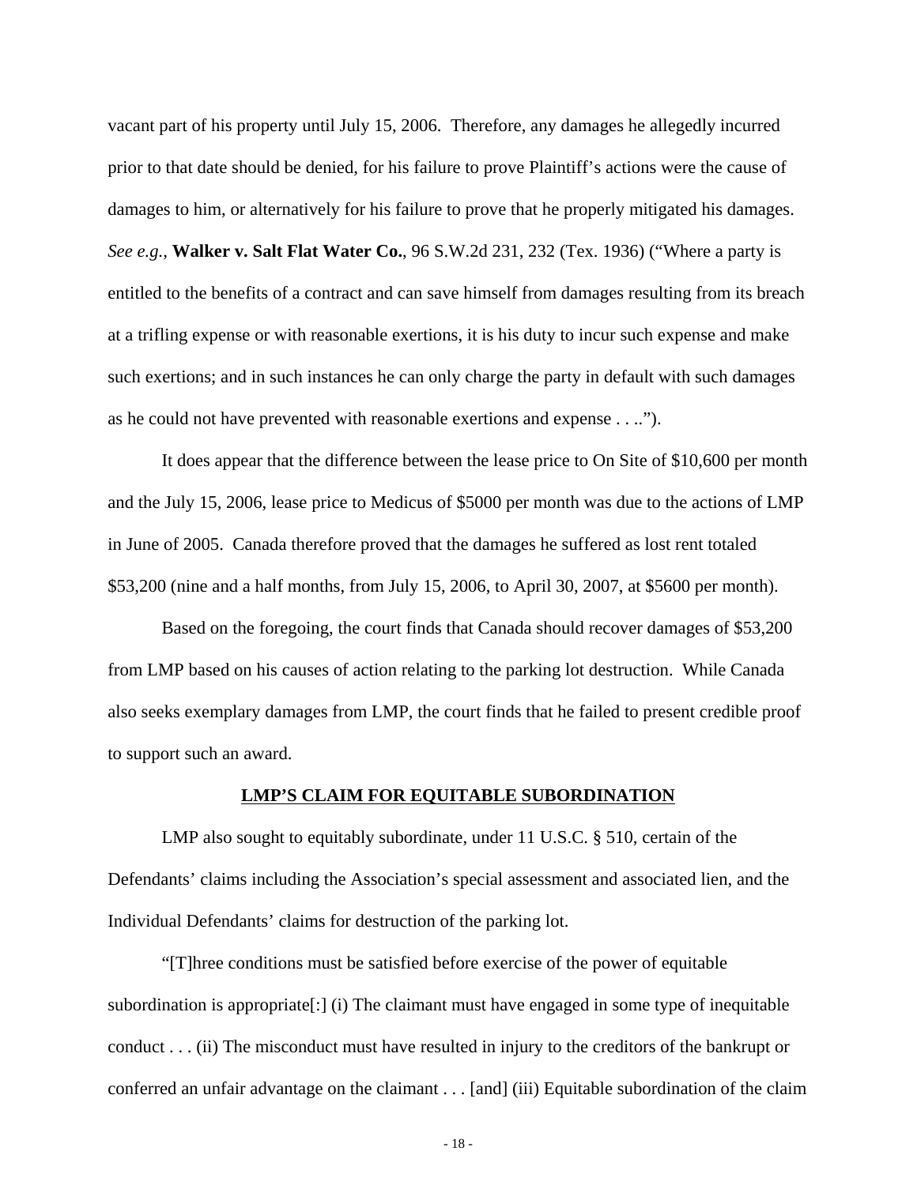vacant part of his property until July 15, 2006. Therefore, any damages he allegedly incurred prior to that date should be denied, for his failure to prove Plaintiff's actions were the cause of damages to him, or alternatively for his failure to prove that he properly mitigated his damages. *See e.g.,* **Walker v. Salt Flat Water Co.**, 96 S.W.2d 231, 232 (Tex. 1936) ("Where a party is entitled to the benefits of a contract and can save himself from damages resulting from its breach at a trifling expense or with reasonable exertions, it is his duty to incur such expense and make such exertions; and in such instances he can only charge the party in default with such damages as he could not have prevented with reasonable exertions and expense . . ..").

It does appear that the difference between the lease price to On Site of $10,600 per month and the July 15, 2006, lease price to Medicus of $5000 per month was due to the actions of LMP in June of 2005. Canada therefore proved that the damages he suffered as lost rent totaled $53,200 (nine and a half months, from July 15, 2006, to April 30, 2007, at $5600 per month).

Based on the foregoing, the court finds that Canada should recover damages of $53,200 from LMP based on his causes of action relating to the parking lot destruction. While Canada also seeks exemplary damages from LMP, the court finds that he failed to present credible proof to support such an award.

## LMP'S CLAIM FOR EQUITABLE SUBORDINATION

LMP also sought to equitably subordinate, under 11 U.S.C. § 510, certain of the Defendants' claims including the Association's special assessment and associated lien, and the Individual Defendants' claims for destruction of the parking lot.

"[T]hree conditions must be satisfied before exercise of the power of equitable subordination is appropriate[:] (i) The claimant must have engaged in some type of inequitable conduct . . . (ii) The misconduct must have resulted in injury to the creditors of the bankrupt or conferred an unfair advantage on the claimant . . . [and] (iii) Equitable subordination of the claim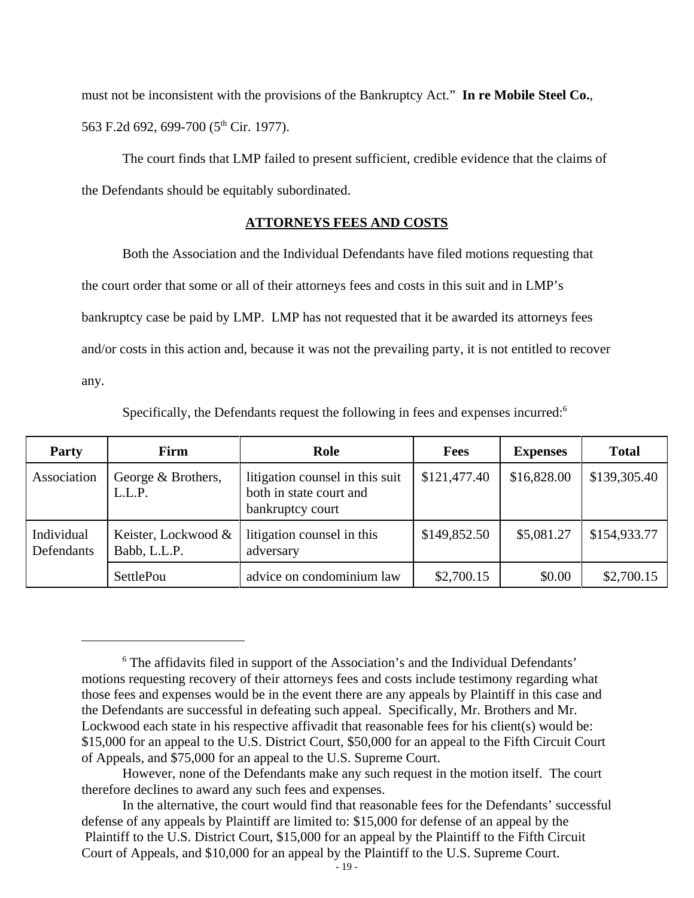must not be inconsistent with the provisions of the Bankruptcy Act." **In re Mobile Steel Co.**, 563 F.2d 692, 699-700 (5th Cir. 1977).

The court finds that LMP failed to present sufficient, credible evidence that the claims of the Defendants should be equitably subordinated.

## ATTORNEYS FEES AND COSTS

Both the Association and the Individual Defendants have filed motions requesting that the court order that some or all of their attorneys fees and costs in this suit and in LMP's bankruptcy case be paid by LMP. LMP has not requested that it be awarded its attorneys fees and/or costs in this action and, because it was not the prevailing party, it is not entitled to recover any.

Specifically, the Defendants request the following in fees and expenses incurred:[6]

| Party | Firm | Role | Fees | Expenses | Total |
|---|---|---|---|---|---|
| Association | George & Brothers, L.L.P. | litigation counsel in this suit both in state court and bankruptcy court | $121,477.40 | $16,828.00 | $139,305.40 |
| Individual Defendants | Keister, Lockwood & Babb, L.L.P. | litigation counsel in this adversary | $149,852.50 | $5,081.27 | $154,933.77 |
| | SettlePou | advice on condominium law | $2,700.15 | $0.00 | $2,700.15 |

---

[6] The affidavits filed in support of the Association's and the Individual Defendants' motions requesting recovery of their attorneys fees and costs include testimony regarding what those fees and expenses would be in the event there are any appeals by Plaintiff in this case and the Defendants are successful in defeating such appeal. Specifically, Mr. Brothers and Mr. Lockwood each state in his respective affivadit that reasonable fees for his client(s) would be: $15,000 for an appeal to the U.S. District Court, $50,000 for an appeal to the Fifth Circuit Court of Appeals, and $75,000 for an appeal to the U.S. Supreme Court.

However, none of the Defendants make any such request in the motion itself. The court therefore declines to award any such fees and expenses.

In the alternative, the court would find that reasonable fees for the Defendants' successful defense of any appeals by Plaintiff are limited to: $15,000 for defense of an appeal by the Plaintiff to the U.S. District Court, $15,000 for an appeal by the Plaintiff to the Fifth Circuit Court of Appeals, and $10,000 for an appeal by the Plaintiff to the U.S. Supreme Court.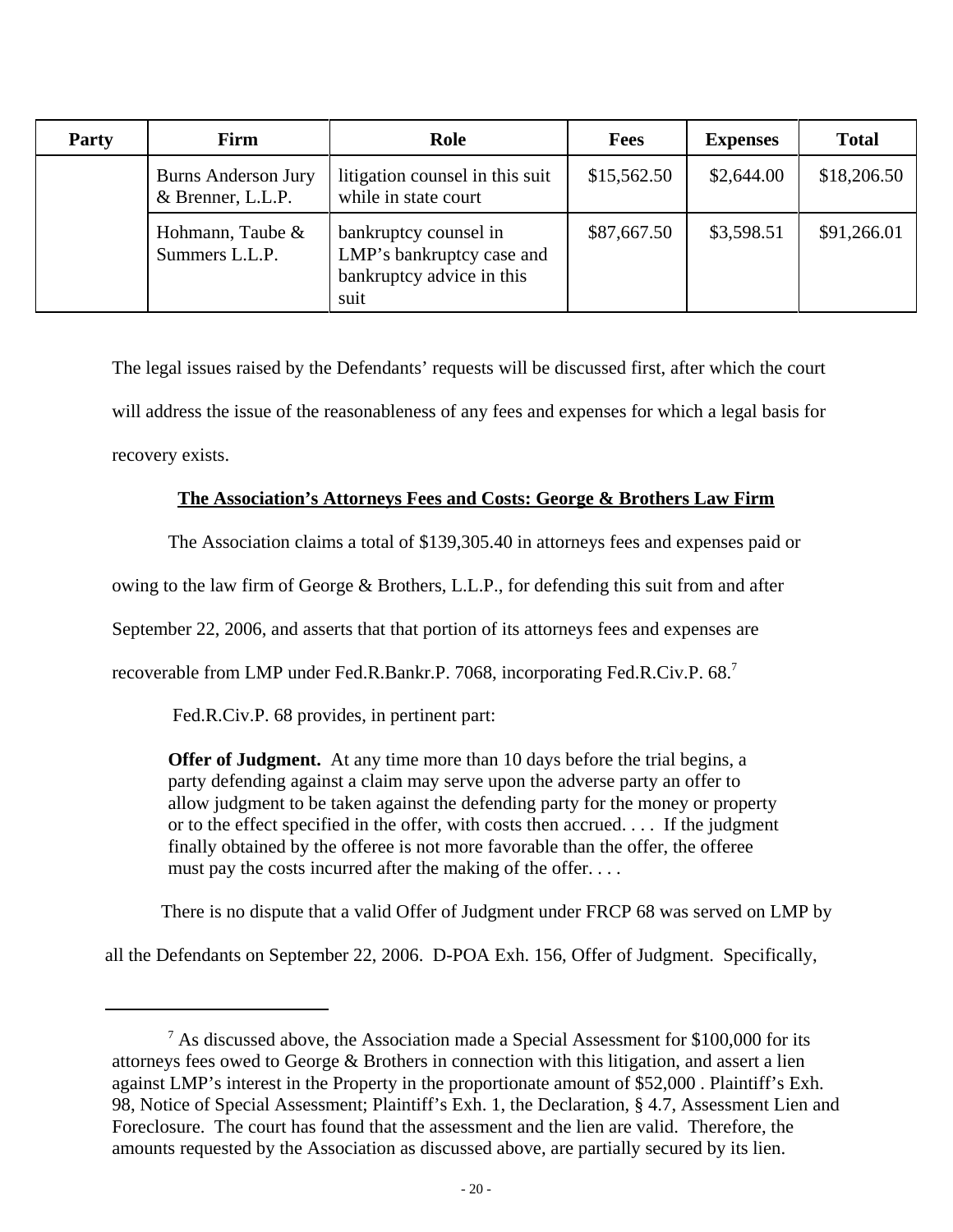| Party | Firm | Role | Fees | Expenses | Total |
|---|---|---|---|---|---|
| | Burns Anderson Jury & Brenner, L.L.P. | litigation counsel in this suit while in state court | \$15,562.50 | \$2,644.00 | \$18,206.50 |
| | Hohmann, Taube & Summers L.L.P. | bankruptcy counsel in LMP's bankruptcy case and bankruptcy advice in this suit | \$87,667.50 | \$3,598.51 | \$91,266.01 |

The legal issues raised by the Defendants' requests will be discussed first, after which the court will address the issue of the reasonableness of any fees and expenses for which a legal basis for recovery exists.

**The Association's Attorneys Fees and Costs: George & Brothers Law Firm**

The Association claims a total of \$139,305.40 in attorneys fees and expenses paid or owing to the law firm of George & Brothers, L.L.P., for defending this suit from and after September 22, 2006, and asserts that that portion of its attorneys fees and expenses are recoverable from LMP under Fed.R.Bankr.P. 7068, incorporating Fed.R.Civ.P. 68.[7]

Fed.R.Civ.P. 68 provides, in pertinent part:

> **Offer of Judgment.** At any time more than 10 days before the trial begins, a party defending against a claim may serve upon the adverse party an offer to allow judgment to be taken against the defending party for the money or property or to the effect specified in the offer, with costs then accrued. . . . If the judgment finally obtained by the offeree is not more favorable than the offer, the offeree must pay the costs incurred after the making of the offer. . . .

There is no dispute that a valid Offer of Judgment under FRCP 68 was served on LMP by all the Defendants on September 22, 2006. D-POA Exh. 156, Offer of Judgment. Specifically,

---

[7] As discussed above, the Association made a Special Assessment for \$100,000 for its attorneys fees owed to George & Brothers in connection with this litigation, and assert a lien against LMP's interest in the Property in the proportionate amount of \$52,000 . Plaintiff's Exh. 98, Notice of Special Assessment; Plaintiff's Exh. 1, the Declaration, § 4.7, Assessment Lien and Foreclosure. The court has found that the assessment and the lien are valid. Therefore, the amounts requested by the Association as discussed above, are partially secured by its lien.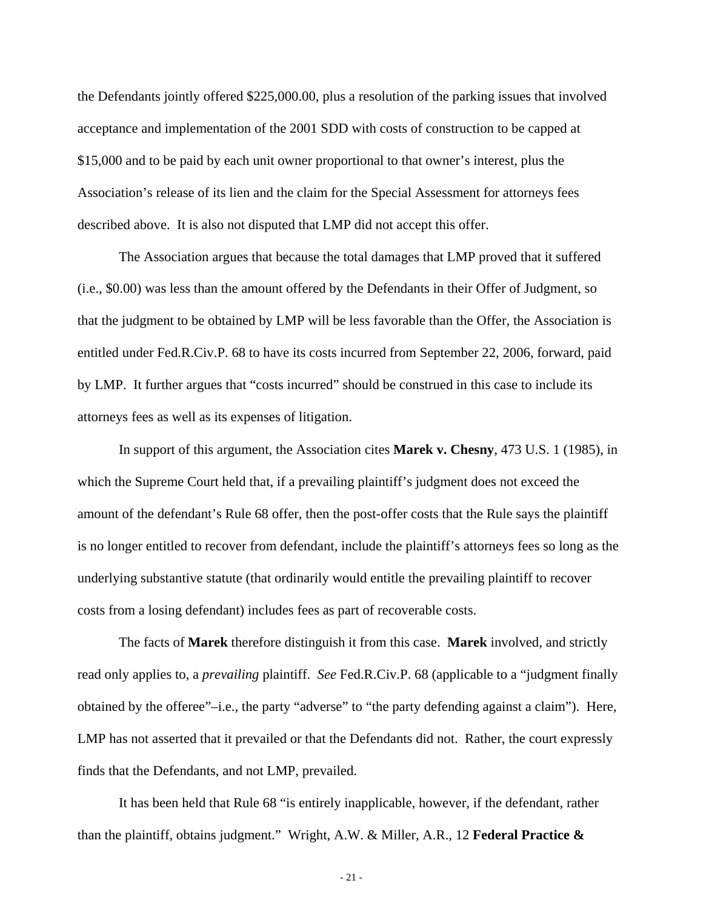the Defendants jointly offered $225,000.00, plus a resolution of the parking issues that involved acceptance and implementation of the 2001 SDD with costs of construction to be capped at $15,000 and to be paid by each unit owner proportional to that owner's interest, plus the Association's release of its lien and the claim for the Special Assessment for attorneys fees described above. It is also not disputed that LMP did not accept this offer.

The Association argues that because the total damages that LMP proved that it suffered (i.e., $0.00) was less than the amount offered by the Defendants in their Offer of Judgment, so that the judgment to be obtained by LMP will be less favorable than the Offer, the Association is entitled under Fed.R.Civ.P. 68 to have its costs incurred from September 22, 2006, forward, paid by LMP. It further argues that "costs incurred" should be construed in this case to include its attorneys fees as well as its expenses of litigation.

In support of this argument, the Association cites **Marek v. Chesny**, 473 U.S. 1 (1985), in which the Supreme Court held that, if a prevailing plaintiff's judgment does not exceed the amount of the defendant's Rule 68 offer, then the post-offer costs that the Rule says the plaintiff is no longer entitled to recover from defendant, include the plaintiff's attorneys fees so long as the underlying substantive statute (that ordinarily would entitle the prevailing plaintiff to recover costs from a losing defendant) includes fees as part of recoverable costs.

The facts of **Marek** therefore distinguish it from this case. **Marek** involved, and strictly read only applies to, a *prevailing* plaintiff. *See* Fed.R.Civ.P. 68 (applicable to a "judgment finally obtained by the offeree"–i.e., the party "adverse" to "the party defending against a claim"). Here, LMP has not asserted that it prevailed or that the Defendants did not. Rather, the court expressly finds that the Defendants, and not LMP, prevailed.

It has been held that Rule 68 "is entirely inapplicable, however, if the defendant, rather than the plaintiff, obtains judgment." Wright, A.W. & Miller, A.R., 12 **Federal Practice &**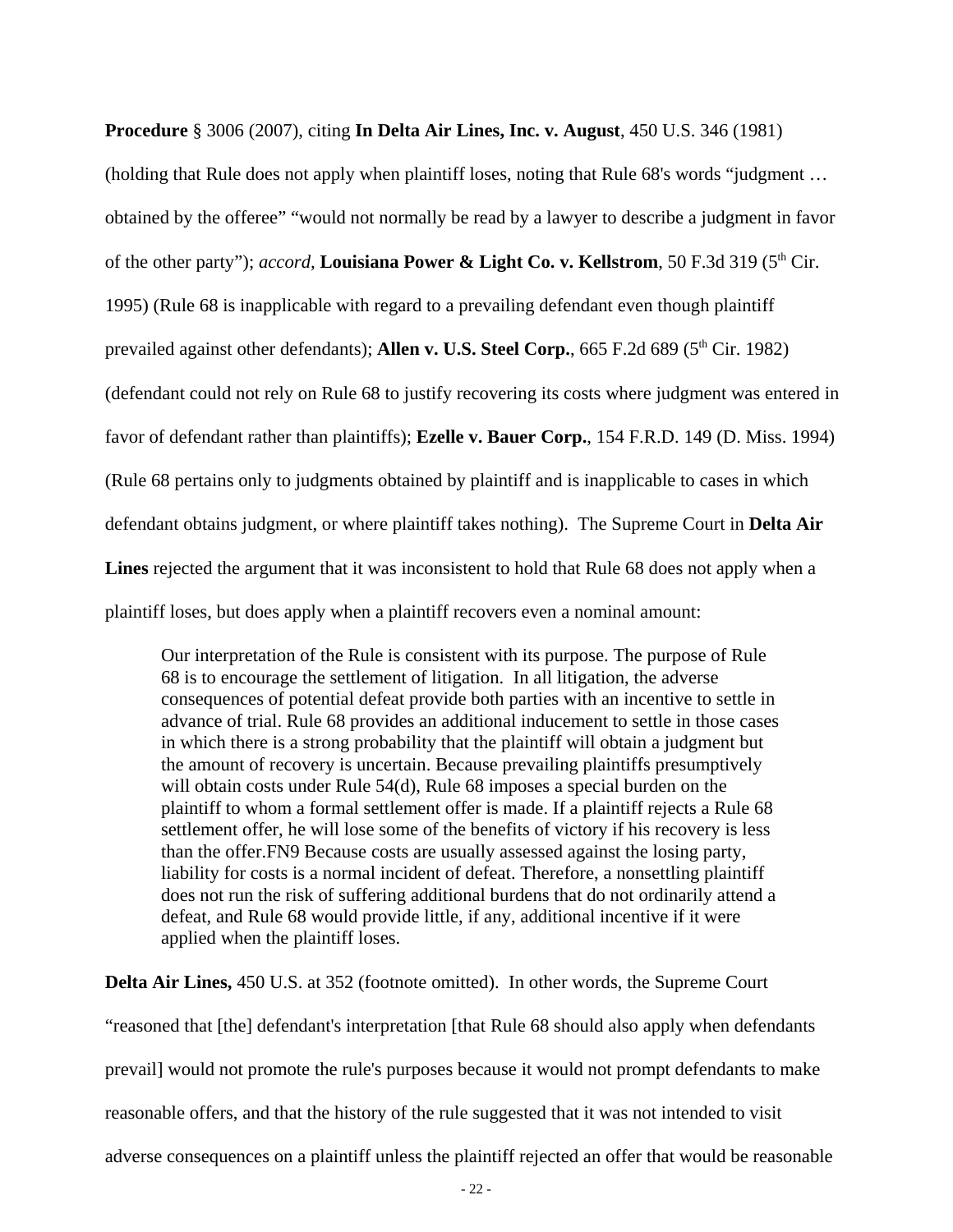**Procedure** § 3006 (2007), citing **In Delta Air Lines, Inc. v. August**, 450 U.S. 346 (1981) (holding that Rule does not apply when plaintiff loses, noting that Rule 68's words "judgment … obtained by the offeree" "would not normally be read by a lawyer to describe a judgment in favor of the other party"); *accord*, **Louisiana Power & Light Co. v. Kellstrom**, 50 F.3d 319 (5th Cir. 1995) (Rule 68 is inapplicable with regard to a prevailing defendant even though plaintiff prevailed against other defendants); **Allen v. U.S. Steel Corp.**, 665 F.2d 689 (5th Cir. 1982) (defendant could not rely on Rule 68 to justify recovering its costs where judgment was entered in favor of defendant rather than plaintiffs); **Ezelle v. Bauer Corp.**, 154 F.R.D. 149 (D. Miss. 1994) (Rule 68 pertains only to judgments obtained by plaintiff and is inapplicable to cases in which defendant obtains judgment, or where plaintiff takes nothing). The Supreme Court in **Delta Air Lines** rejected the argument that it was inconsistent to hold that Rule 68 does not apply when a plaintiff loses, but does apply when a plaintiff recovers even a nominal amount:

> Our interpretation of the Rule is consistent with its purpose. The purpose of Rule 68 is to encourage the settlement of litigation. In all litigation, the adverse consequences of potential defeat provide both parties with an incentive to settle in advance of trial. Rule 68 provides an additional inducement to settle in those cases in which there is a strong probability that the plaintiff will obtain a judgment but the amount of recovery is uncertain. Because prevailing plaintiffs presumptively will obtain costs under Rule 54(d), Rule 68 imposes a special burden on the plaintiff to whom a formal settlement offer is made. If a plaintiff rejects a Rule 68 settlement offer, he will lose some of the benefits of victory if his recovery is less than the offer.FN9 Because costs are usually assessed against the losing party, liability for costs is a normal incident of defeat. Therefore, a nonsettling plaintiff does not run the risk of suffering additional burdens that do not ordinarily attend a defeat, and Rule 68 would provide little, if any, additional incentive if it were applied when the plaintiff loses.

**Delta Air Lines,** 450 U.S. at 352 (footnote omitted). In other words, the Supreme Court "reasoned that [the] defendant's interpretation [that Rule 68 should also apply when defendants prevail] would not promote the rule's purposes because it would not prompt defendants to make reasonable offers, and that the history of the rule suggested that it was not intended to visit adverse consequences on a plaintiff unless the plaintiff rejected an offer that would be reasonable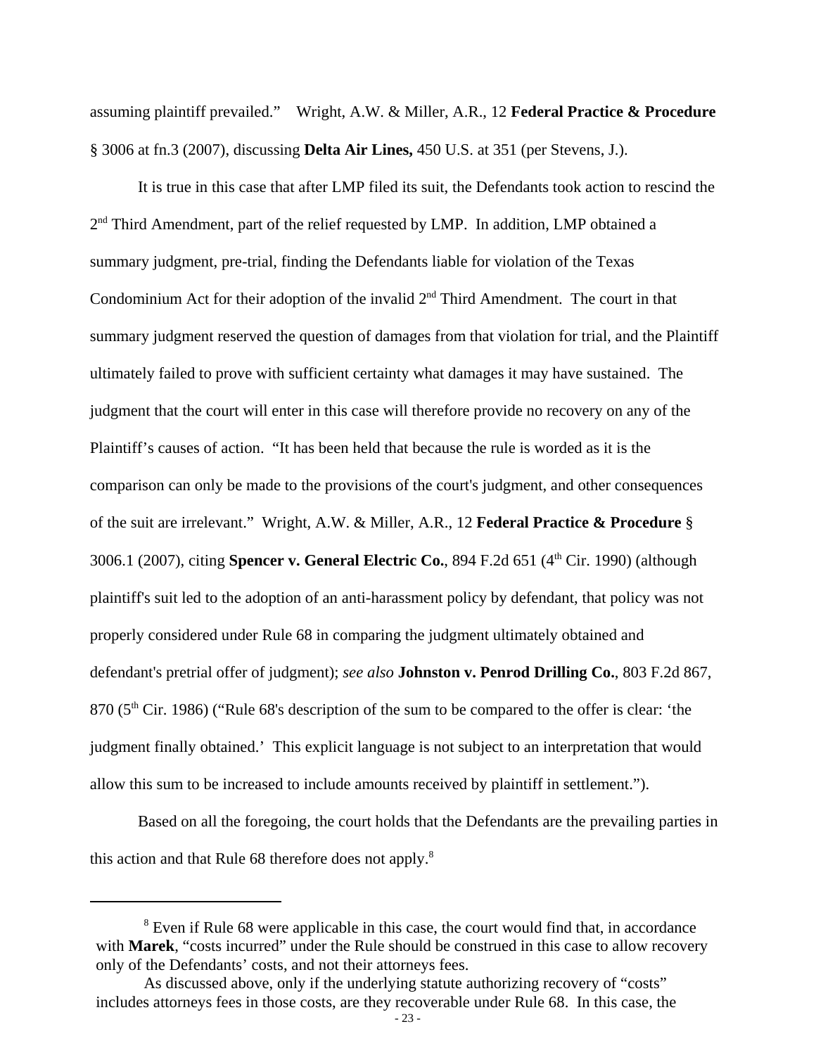assuming plaintiff prevailed." Wright, A.W. & Miller, A.R., 12 **Federal Practice & Procedure** § 3006 at fn.3 (2007), discussing **Delta Air Lines,** 450 U.S. at 351 (per Stevens, J.).

It is true in this case that after LMP filed its suit, the Defendants took action to rescind the 2nd Third Amendment, part of the relief requested by LMP. In addition, LMP obtained a summary judgment, pre-trial, finding the Defendants liable for violation of the Texas Condominium Act for their adoption of the invalid 2nd Third Amendment. The court in that summary judgment reserved the question of damages from that violation for trial, and the Plaintiff ultimately failed to prove with sufficient certainty what damages it may have sustained. The judgment that the court will enter in this case will therefore provide no recovery on any of the Plaintiff's causes of action. "It has been held that because the rule is worded as it is the comparison can only be made to the provisions of the court's judgment, and other consequences of the suit are irrelevant." Wright, A.W. & Miller, A.R., 12 **Federal Practice & Procedure** § 3006.1 (2007), citing **Spencer v. General Electric Co.**, 894 F.2d 651 (4th Cir. 1990) (although plaintiff's suit led to the adoption of an anti-harassment policy by defendant, that policy was not properly considered under Rule 68 in comparing the judgment ultimately obtained and defendant's pretrial offer of judgment); *see also* **Johnston v. Penrod Drilling Co.**, 803 F.2d 867, 870 (5th Cir. 1986) ("Rule 68's description of the sum to be compared to the offer is clear: 'the judgment finally obtained.' This explicit language is not subject to an interpretation that would allow this sum to be increased to include amounts received by plaintiff in settlement.").

Based on all the foregoing, the court holds that the Defendants are the prevailing parties in this action and that Rule 68 therefore does not apply.[8]

---

[8] Even if Rule 68 were applicable in this case, the court would find that, in accordance with **Marek**, "costs incurred" under the Rule should be construed in this case to allow recovery only of the Defendants' costs, and not their attorneys fees.

As discussed above, only if the underlying statute authorizing recovery of "costs" includes attorneys fees in those costs, are they recoverable under Rule 68. In this case, the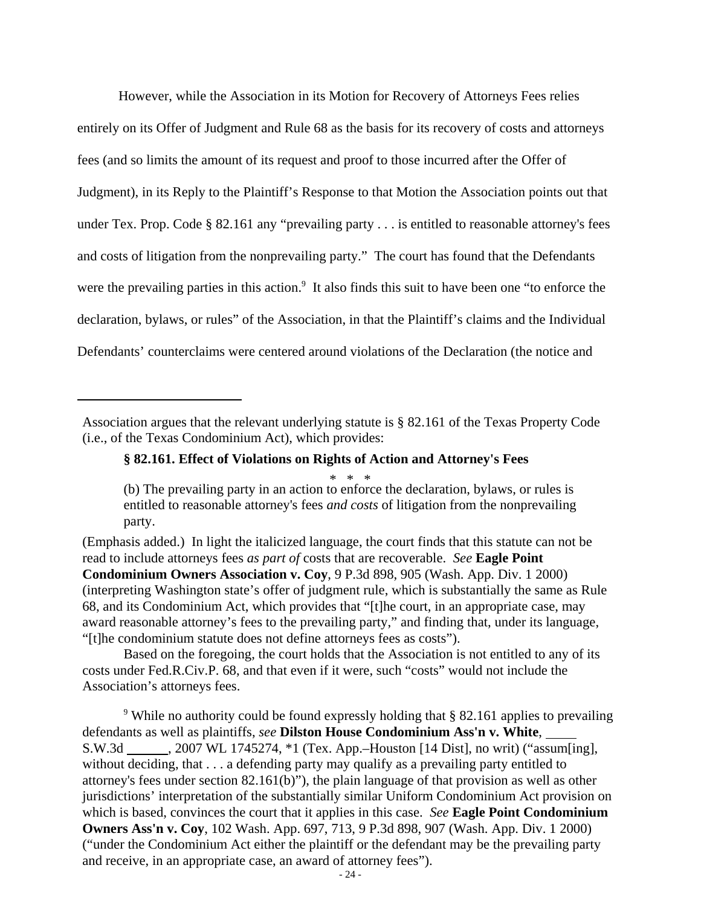However, while the Association in its Motion for Recovery of Attorneys Fees relies entirely on its Offer of Judgment and Rule 68 as the basis for its recovery of costs and attorneys fees (and so limits the amount of its request and proof to those incurred after the Offer of Judgment), in its Reply to the Plaintiff's Response to that Motion the Association points out that under Tex. Prop. Code § 82.161 any "prevailing party . . . is entitled to reasonable attorney's fees and costs of litigation from the nonprevailing party." The court has found that the Defendants were the prevailing parties in this action.[9] It also finds this suit to have been one "to enforce the declaration, bylaws, or rules" of the Association, in that the Plaintiff's claims and the Individual Defendants' counterclaims were centered around violations of the Declaration (the notice and

---

Association argues that the relevant underlying statute is § 82.161 of the Texas Property Code (i.e., of the Texas Condominium Act), which provides:

> **§ 82.161. Effect of Violations on Rights of Action and Attorney's Fees**
>
> \* \* \*
>
> (b) The prevailing party in an action to enforce the declaration, bylaws, or rules is entitled to reasonable attorney's fees *and costs* of litigation from the nonprevailing party.

(Emphasis added.) In light the italicized language, the court finds that this statute can not be read to include attorneys fees *as part of* costs that are recoverable. *See* **Eagle Point Condominium Owners Association v. Coy**, 9 P.3d 898, 905 (Wash. App. Div. 1 2000) (interpreting Washington state's offer of judgment rule, which is substantially the same as Rule 68, and its Condominium Act, which provides that "[t]he court, in an appropriate case, may award reasonable attorney's fees to the prevailing party," and finding that, under its language, "[t]he condominium statute does not define attorneys fees as costs").

Based on the foregoing, the court holds that the Association is not entitled to any of its costs under Fed.R.Civ.P. 68, and that even if it were, such "costs" would not include the Association's attorneys fees.

[9] While no authority could be found expressly holding that § 82.161 applies to prevailing defendants as well as plaintiffs, *see* **Dilston House Condominium Ass'n v. White**, ____ S.W.3d ______, 2007 WL 1745274, \*1 (Tex. App.–Houston [14 Dist], no writ) ("assum[ing], without deciding, that . . . a defending party may qualify as a prevailing party entitled to attorney's fees under section 82.161(b)"), the plain language of that provision as well as other jurisdictions' interpretation of the substantially similar Uniform Condominium Act provision on which is based, convinces the court that it applies in this case. *See* **Eagle Point Condominium Owners Ass'n v. Coy**, 102 Wash. App. 697, 713, 9 P.3d 898, 907 (Wash. App. Div. 1 2000) ("under the Condominium Act either the plaintiff or the defendant may be the prevailing party and receive, in an appropriate case, an award of attorney fees").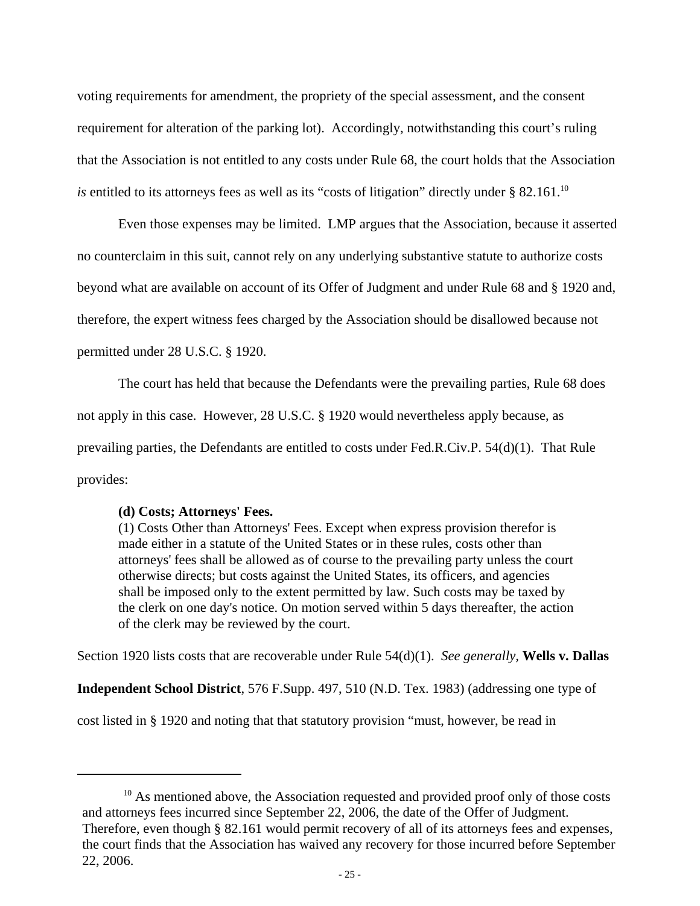voting requirements for amendment, the propriety of the special assessment, and the consent requirement for alteration of the parking lot). Accordingly, notwithstanding this court's ruling that the Association is not entitled to any costs under Rule 68, the court holds that the Association *is* entitled to its attorneys fees as well as its "costs of litigation" directly under § 82.161.[10]

Even those expenses may be limited. LMP argues that the Association, because it asserted no counterclaim in this suit, cannot rely on any underlying substantive statute to authorize costs beyond what are available on account of its Offer of Judgment and under Rule 68 and § 1920 and, therefore, the expert witness fees charged by the Association should be disallowed because not permitted under 28 U.S.C. § 1920.

The court has held that because the Defendants were the prevailing parties, Rule 68 does not apply in this case. However, 28 U.S.C. § 1920 would nevertheless apply because, as prevailing parties, the Defendants are entitled to costs under Fed.R.Civ.P. 54(d)(1). That Rule provides:

> **(d) Costs; Attorneys' Fees.**
> (1) Costs Other than Attorneys' Fees. Except when express provision therefor is made either in a statute of the United States or in these rules, costs other than attorneys' fees shall be allowed as of course to the prevailing party unless the court otherwise directs; but costs against the United States, its officers, and agencies shall be imposed only to the extent permitted by law. Such costs may be taxed by the clerk on one day's notice. On motion served within 5 days thereafter, the action of the clerk may be reviewed by the court.

Section 1920 lists costs that are recoverable under Rule 54(d)(1). *See generally,* **Wells v. Dallas Independent School District**, 576 F.Supp. 497, 510 (N.D. Tex. 1983) (addressing one type of cost listed in § 1920 and noting that that statutory provision "must, however, be read in

---

[10] As mentioned above, the Association requested and provided proof only of those costs and attorneys fees incurred since September 22, 2006, the date of the Offer of Judgment. Therefore, even though § 82.161 would permit recovery of all of its attorneys fees and expenses, the court finds that the Association has waived any recovery for those incurred before September 22, 2006.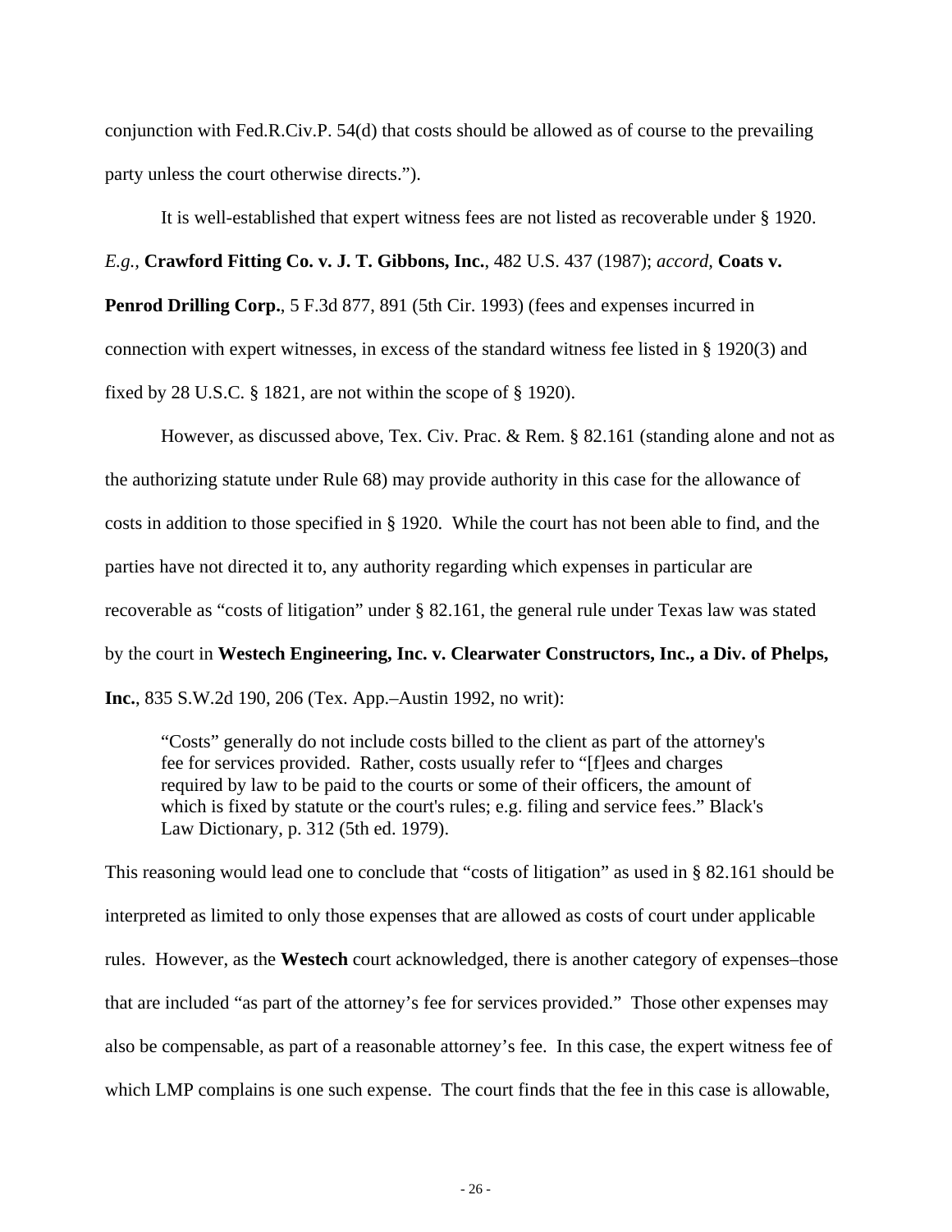conjunction with Fed.R.Civ.P. 54(d) that costs should be allowed as of course to the prevailing party unless the court otherwise directs.").

It is well-established that expert witness fees are not listed as recoverable under § 1920. *E.g.*, **Crawford Fitting Co. v. J. T. Gibbons, Inc.**, 482 U.S. 437 (1987); *accord*, **Coats v. Penrod Drilling Corp.**, 5 F.3d 877, 891 (5th Cir. 1993) (fees and expenses incurred in connection with expert witnesses, in excess of the standard witness fee listed in § 1920(3) and fixed by 28 U.S.C. § 1821, are not within the scope of § 1920).

However, as discussed above, Tex. Civ. Prac. & Rem. § 82.161 (standing alone and not as the authorizing statute under Rule 68) may provide authority in this case for the allowance of costs in addition to those specified in § 1920. While the court has not been able to find, and the parties have not directed it to, any authority regarding which expenses in particular are recoverable as "costs of litigation" under § 82.161, the general rule under Texas law was stated by the court in **Westech Engineering, Inc. v. Clearwater Constructors, Inc., a Div. of Phelps, Inc.**, 835 S.W.2d 190, 206 (Tex. App.–Austin 1992, no writ):

> "Costs" generally do not include costs billed to the client as part of the attorney's fee for services provided. Rather, costs usually refer to "[f]ees and charges required by law to be paid to the courts or some of their officers, the amount of which is fixed by statute or the court's rules; e.g. filing and service fees." Black's Law Dictionary, p. 312 (5th ed. 1979).

This reasoning would lead one to conclude that "costs of litigation" as used in § 82.161 should be interpreted as limited to only those expenses that are allowed as costs of court under applicable rules. However, as the **Westech** court acknowledged, there is another category of expenses–those that are included "as part of the attorney's fee for services provided." Those other expenses may also be compensable, as part of a reasonable attorney's fee. In this case, the expert witness fee of which LMP complains is one such expense. The court finds that the fee in this case is allowable,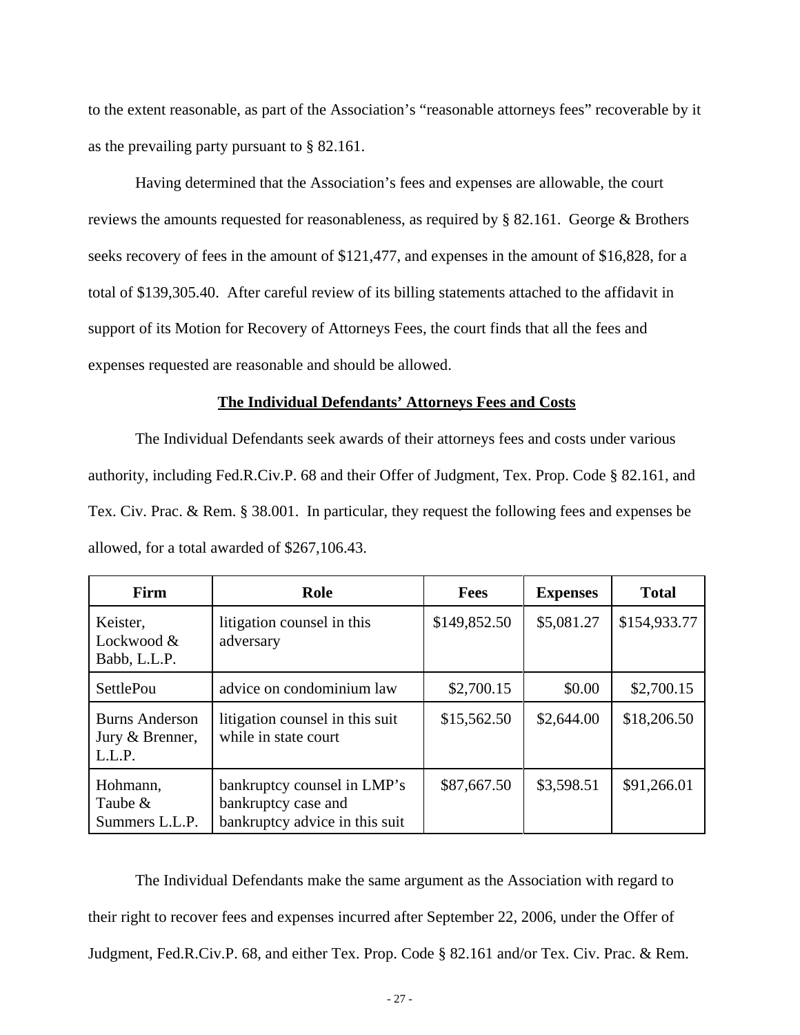to the extent reasonable, as part of the Association's "reasonable attorneys fees" recoverable by it as the prevailing party pursuant to § 82.161.

Having determined that the Association's fees and expenses are allowable, the court reviews the amounts requested for reasonableness, as required by § 82.161. George & Brothers seeks recovery of fees in the amount of $121,477, and expenses in the amount of $16,828, for a total of $139,305.40. After careful review of its billing statements attached to the affidavit in support of its Motion for Recovery of Attorneys Fees, the court finds that all the fees and expenses requested are reasonable and should be allowed.

**The Individual Defendants' Attorneys Fees and Costs**

The Individual Defendants seek awards of their attorneys fees and costs under various authority, including Fed.R.Civ.P. 68 and their Offer of Judgment, Tex. Prop. Code § 82.161, and Tex. Civ. Prac. & Rem. § 38.001. In particular, they request the following fees and expenses be allowed, for a total awarded of $267,106.43.

| Firm | Role | Fees | Expenses | Total |
|---|---|---|---|---|
| Keister, Lockwood & Babb, L.L.P. | litigation counsel in this adversary | $149,852.50 | $5,081.27 | $154,933.77 |
| SettlePou | advice on condominium law | $2,700.15 | $0.00 | $2,700.15 |
| Burns Anderson Jury & Brenner, L.L.P. | litigation counsel in this suit while in state court | $15,562.50 | $2,644.00 | $18,206.50 |
| Hohmann, Taube & Summers L.L.P. | bankruptcy counsel in LMP's bankruptcy case and bankruptcy advice in this suit | $87,667.50 | $3,598.51 | $91,266.01 |

The Individual Defendants make the same argument as the Association with regard to their right to recover fees and expenses incurred after September 22, 2006, under the Offer of Judgment, Fed.R.Civ.P. 68, and either Tex. Prop. Code § 82.161 and/or Tex. Civ. Prac. & Rem.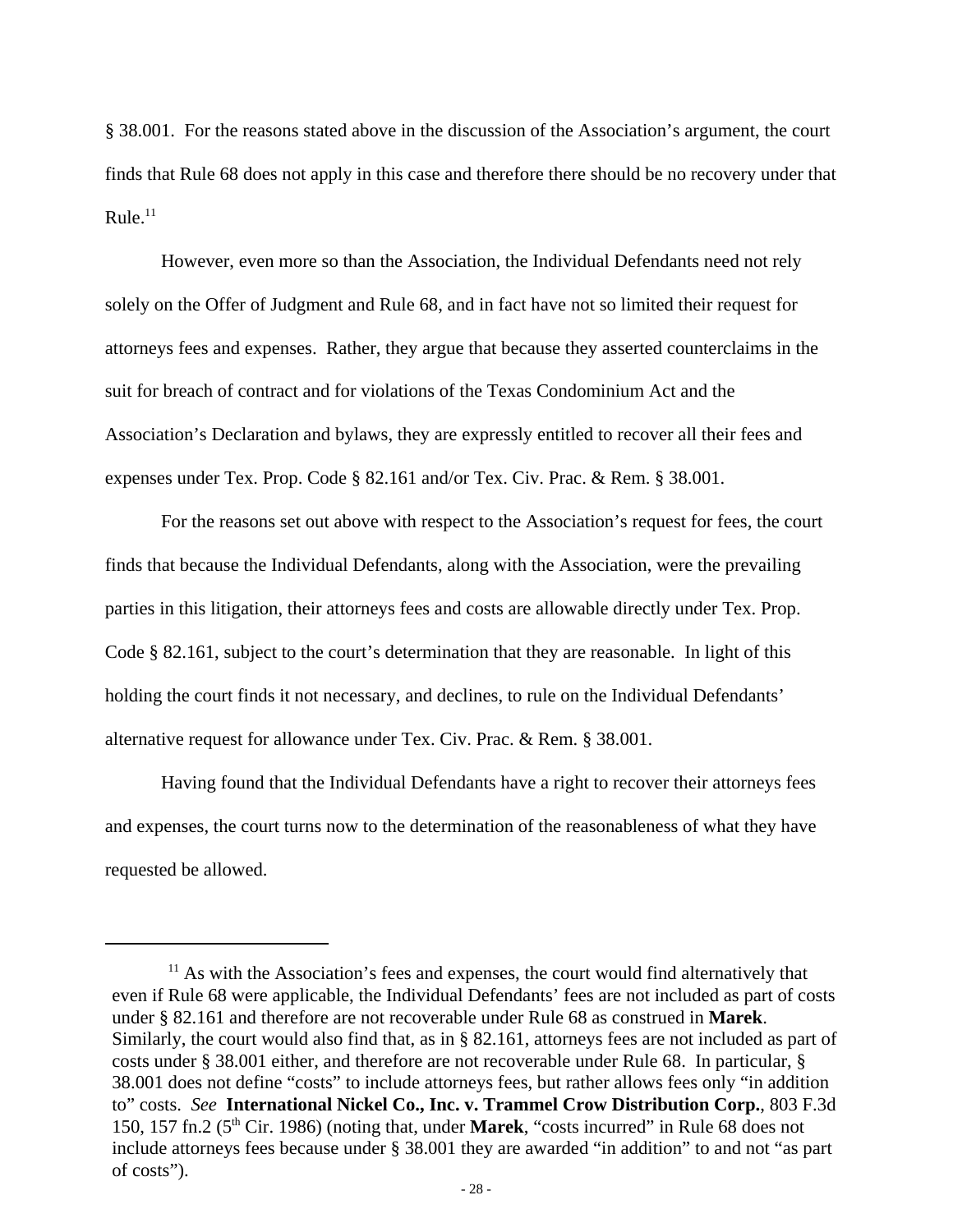§ 38.001. For the reasons stated above in the discussion of the Association's argument, the court finds that Rule 68 does not apply in this case and therefore there should be no recovery under that Rule.[11]

However, even more so than the Association, the Individual Defendants need not rely solely on the Offer of Judgment and Rule 68, and in fact have not so limited their request for attorneys fees and expenses. Rather, they argue that because they asserted counterclaims in the suit for breach of contract and for violations of the Texas Condominium Act and the Association's Declaration and bylaws, they are expressly entitled to recover all their fees and expenses under Tex. Prop. Code § 82.161 and/or Tex. Civ. Prac. & Rem. § 38.001.

For the reasons set out above with respect to the Association's request for fees, the court finds that because the Individual Defendants, along with the Association, were the prevailing parties in this litigation, their attorneys fees and costs are allowable directly under Tex. Prop. Code § 82.161, subject to the court's determination that they are reasonable. In light of this holding the court finds it not necessary, and declines, to rule on the Individual Defendants' alternative request for allowance under Tex. Civ. Prac. & Rem. § 38.001.

Having found that the Individual Defendants have a right to recover their attorneys fees and expenses, the court turns now to the determination of the reasonableness of what they have requested be allowed.

---

[11] As with the Association's fees and expenses, the court would find alternatively that even if Rule 68 were applicable, the Individual Defendants' fees are not included as part of costs under § 82.161 and therefore are not recoverable under Rule 68 as construed in **Marek**. Similarly, the court would also find that, as in § 82.161, attorneys fees are not included as part of costs under § 38.001 either, and therefore are not recoverable under Rule 68. In particular, § 38.001 does not define "costs" to include attorneys fees, but rather allows fees only "in addition to" costs. *See* **International Nickel Co., Inc. v. Trammel Crow Distribution Corp.**, 803 F.3d 150, 157 fn.2 (5th Cir. 1986) (noting that, under **Marek**, "costs incurred" in Rule 68 does not include attorneys fees because under § 38.001 they are awarded "in addition" to and not "as part of costs").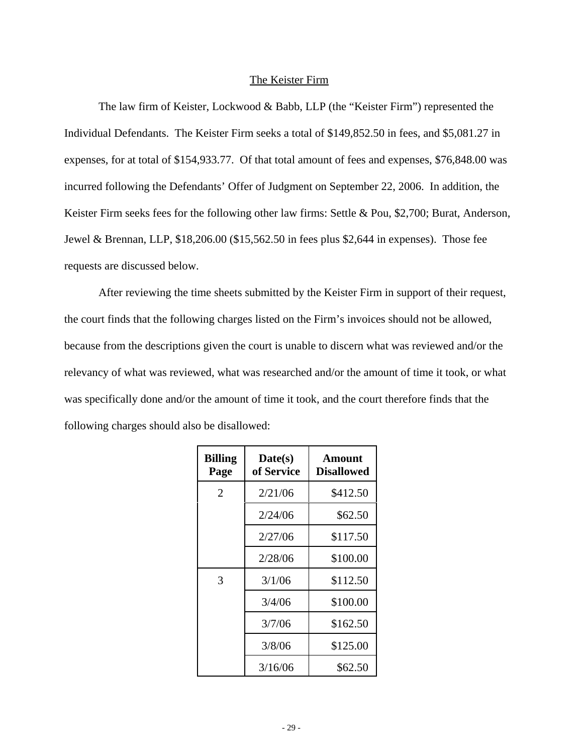The Keister Firm

The law firm of Keister, Lockwood & Babb, LLP (the "Keister Firm") represented the Individual Defendants. The Keister Firm seeks a total of $149,852.50 in fees, and $5,081.27 in expenses, for at total of $154,933.77. Of that total amount of fees and expenses, $76,848.00 was incurred following the Defendants' Offer of Judgment on September 22, 2006. In addition, the Keister Firm seeks fees for the following other law firms: Settle & Pou, $2,700; Burat, Anderson, Jewel & Brennan, LLP, $18,206.00 ($15,562.50 in fees plus $2,644 in expenses). Those fee requests are discussed below.

After reviewing the time sheets submitted by the Keister Firm in support of their request, the court finds that the following charges listed on the Firm's invoices should not be allowed, because from the descriptions given the court is unable to discern what was reviewed and/or the relevancy of what was reviewed, what was researched and/or the amount of time it took, or what was specifically done and/or the amount of time it took, and the court therefore finds that the following charges should also be disallowed:

| Billing Page | Date(s) of Service | Amount Disallowed |
|---|---|---|
| 2 | 2/21/06 | $412.50 |
| | 2/24/06 | $62.50 |
| | 2/27/06 | $117.50 |
| | 2/28/06 | $100.00 |
| 3 | 3/1/06 | $112.50 |
| | 3/4/06 | $100.00 |
| | 3/7/06 | $162.50 |
| | 3/8/06 | $125.00 |
| | 3/16/06 | $62.50 |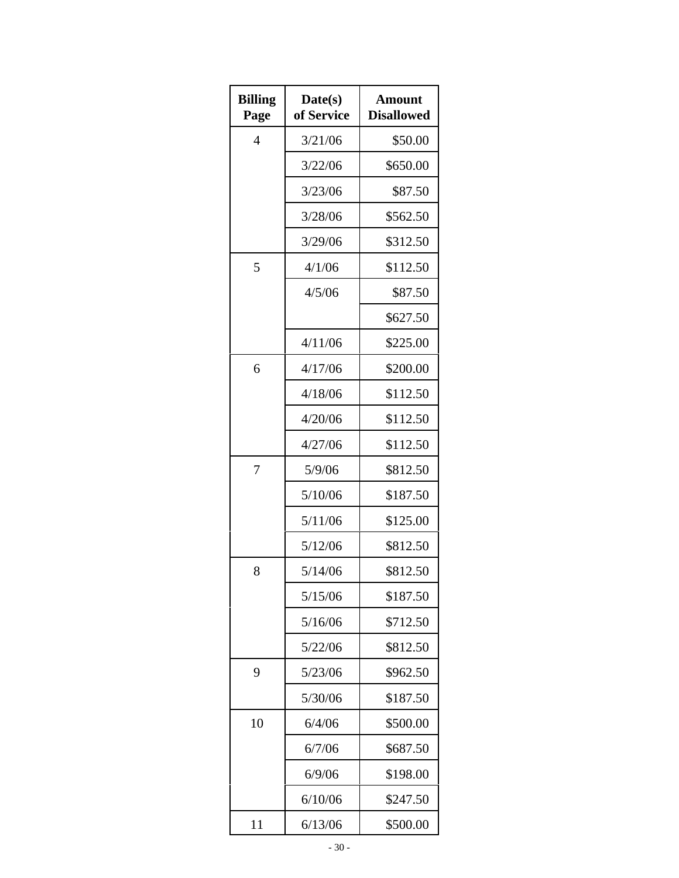| Billing Page | Date(s) of Service | Amount Disallowed |
|---|---|---|
| 4 | 3/21/06 | $50.00 |
| | 3/22/06 | $650.00 |
| | 3/23/06 | $87.50 |
| | 3/28/06 | $562.50 |
| | 3/29/06 | $312.50 |
| 5 | 4/1/06 | $112.50 |
| | 4/5/06 | $87.50 |
| | | $627.50 |
| | 4/11/06 | $225.00 |
| 6 | 4/17/06 | $200.00 |
| | 4/18/06 | $112.50 |
| | 4/20/06 | $112.50 |
| | 4/27/06 | $112.50 |
| 7 | 5/9/06 | $812.50 |
| | 5/10/06 | $187.50 |
| | 5/11/06 | $125.00 |
| | 5/12/06 | $812.50 |
| 8 | 5/14/06 | $812.50 |
| | 5/15/06 | $187.50 |
| | 5/16/06 | $712.50 |
| | 5/22/06 | $812.50 |
| 9 | 5/23/06 | $962.50 |
| | 5/30/06 | $187.50 |
| 10 | 6/4/06 | $500.00 |
| | 6/7/06 | $687.50 |
| | 6/9/06 | $198.00 |
| | 6/10/06 | $247.50 |
| 11 | 6/13/06 | $500.00 |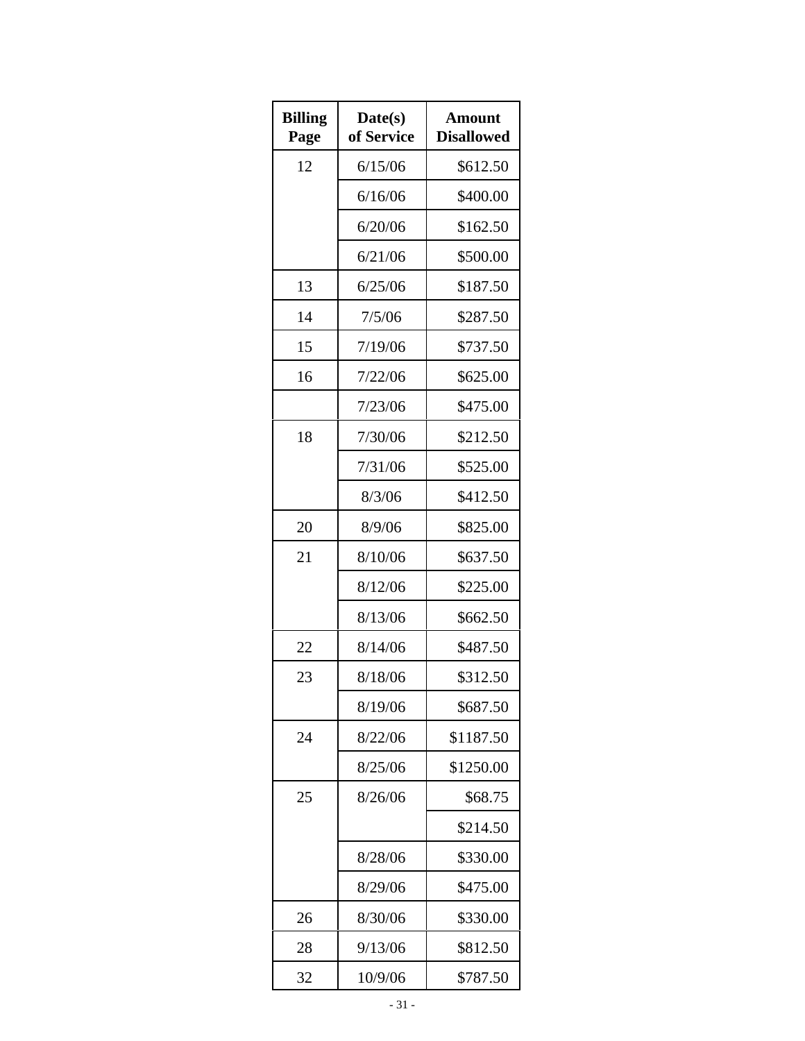| Billing Page | Date(s) of Service | Amount Disallowed |
|---|---|---|
| 12 | 6/15/06 | $612.50 |
| | 6/16/06 | $400.00 |
| | 6/20/06 | $162.50 |
| | 6/21/06 | $500.00 |
| 13 | 6/25/06 | $187.50 |
| 14 | 7/5/06 | $287.50 |
| 15 | 7/19/06 | $737.50 |
| 16 | 7/22/06 | $625.00 |
| | 7/23/06 | $475.00 |
| 18 | 7/30/06 | $212.50 |
| | 7/31/06 | $525.00 |
| | 8/3/06 | $412.50 |
| 20 | 8/9/06 | $825.00 |
| 21 | 8/10/06 | $637.50 |
| | 8/12/06 | $225.00 |
| | 8/13/06 | $662.50 |
| 22 | 8/14/06 | $487.50 |
| 23 | 8/18/06 | $312.50 |
| | 8/19/06 | $687.50 |
| 24 | 8/22/06 | $1187.50 |
| | 8/25/06 | $1250.00 |
| 25 | 8/26/06 | $68.75 |
| | | $214.50 |
| | 8/28/06 | $330.00 |
| | 8/29/06 | $475.00 |
| 26 | 8/30/06 | $330.00 |
| 28 | 9/13/06 | $812.50 |
| 32 | 10/9/06 | $787.50 |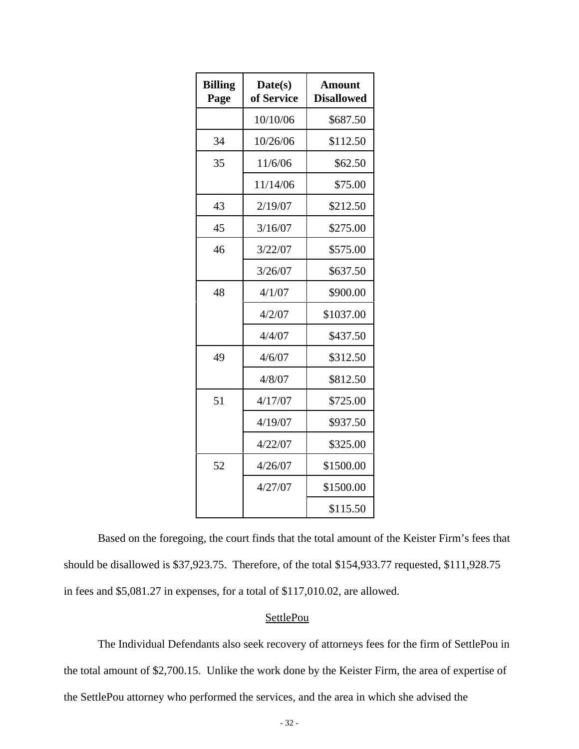| Billing Page | Date(s) of Service | Amount Disallowed |
|---|---|---|
| | 10/10/06 | $687.50 |
| 34 | 10/26/06 | $112.50 |
| 35 | 11/6/06 | $62.50 |
| | 11/14/06 | $75.00 |
| 43 | 2/19/07 | $212.50 |
| 45 | 3/16/07 | $275.00 |
| 46 | 3/22/07 | $575.00 |
| | 3/26/07 | $637.50 |
| 48 | 4/1/07 | $900.00 |
| | 4/2/07 | $1037.00 |
| | 4/4/07 | $437.50 |
| 49 | 4/6/07 | $312.50 |
| | 4/8/07 | $812.50 |
| 51 | 4/17/07 | $725.00 |
| | 4/19/07 | $937.50 |
| | 4/22/07 | $325.00 |
| 52 | 4/26/07 | $1500.00 |
| | 4/27/07 | $1500.00 |
| | | $115.50 |

Based on the foregoing, the court finds that the total amount of the Keister Firm's fees that should be disallowed is $37,923.75. Therefore, of the total $154,933.77 requested, $111,928.75 in fees and $5,081.27 in expenses, for a total of $117,010.02, are allowed.

<u>SettlePou</u>

The Individual Defendants also seek recovery of attorneys fees for the firm of SettlePou in the total amount of $2,700.15. Unlike the work done by the Keister Firm, the area of expertise of the SettlePou attorney who performed the services, and the area in which she advised the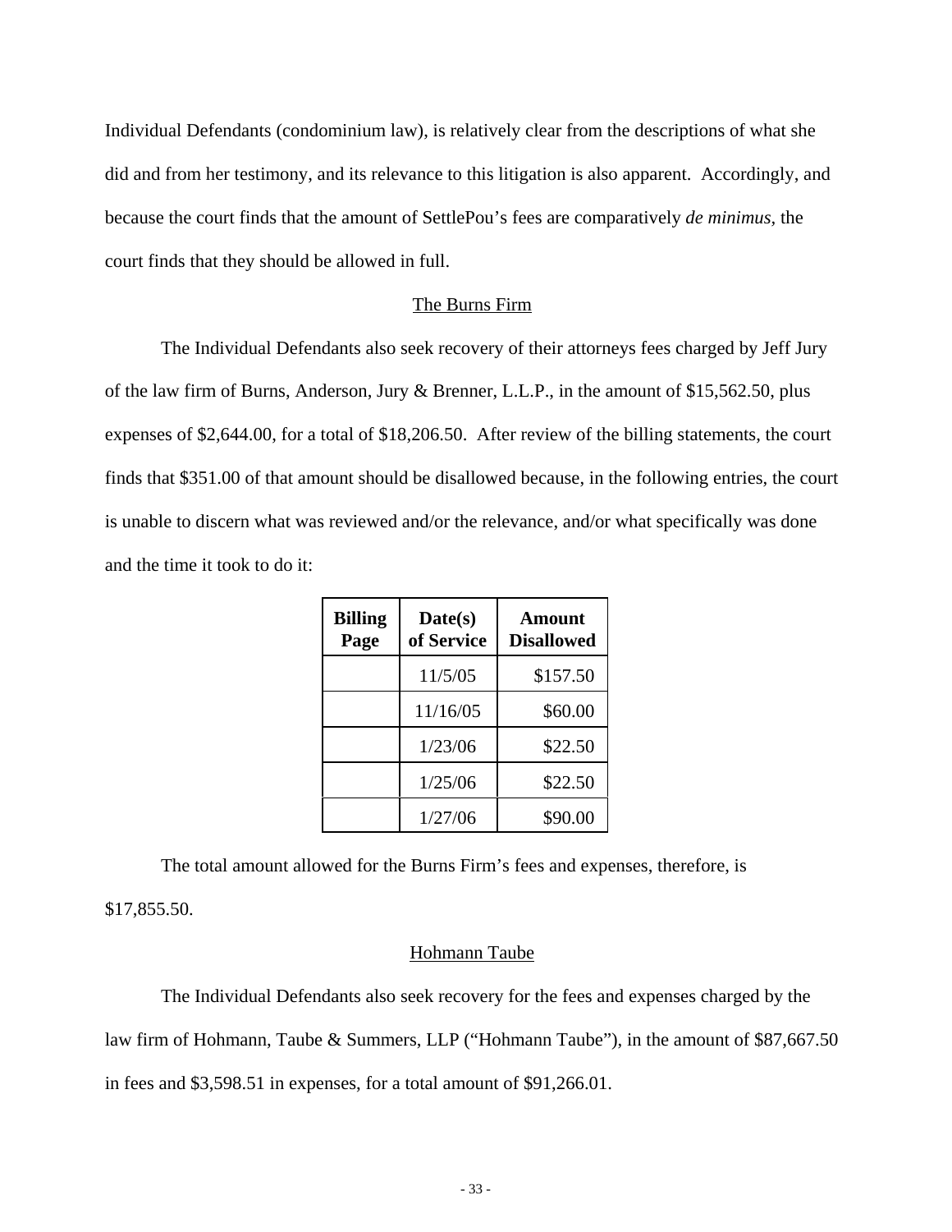Individual Defendants (condominium law), is relatively clear from the descriptions of what she did and from her testimony, and its relevance to this litigation is also apparent. Accordingly, and because the court finds that the amount of SettlePou's fees are comparatively *de minimus*, the court finds that they should be allowed in full.

<u>The Burns Firm</u>

The Individual Defendants also seek recovery of their attorneys fees charged by Jeff Jury of the law firm of Burns, Anderson, Jury & Brenner, L.L.P., in the amount of $15,562.50, plus expenses of $2,644.00, for a total of $18,206.50. After review of the billing statements, the court finds that $351.00 of that amount should be disallowed because, in the following entries, the court is unable to discern what was reviewed and/or the relevance, and/or what specifically was done and the time it took to do it:

| **Billing Page** | **Date(s) of Service** | **Amount Disallowed** |
|---|---|---|
| | 11/5/05 | $157.50 |
| | 11/16/05 | $60.00 |
| | 1/23/06 | $22.50 |
| | 1/25/06 | $22.50 |
| | 1/27/06 | $90.00 |

The total amount allowed for the Burns Firm's fees and expenses, therefore, is $17,855.50.

<u>Hohmann Taube</u>

The Individual Defendants also seek recovery for the fees and expenses charged by the law firm of Hohmann, Taube & Summers, LLP ("Hohmann Taube"), in the amount of $87,667.50 in fees and $3,598.51 in expenses, for a total amount of $91,266.01.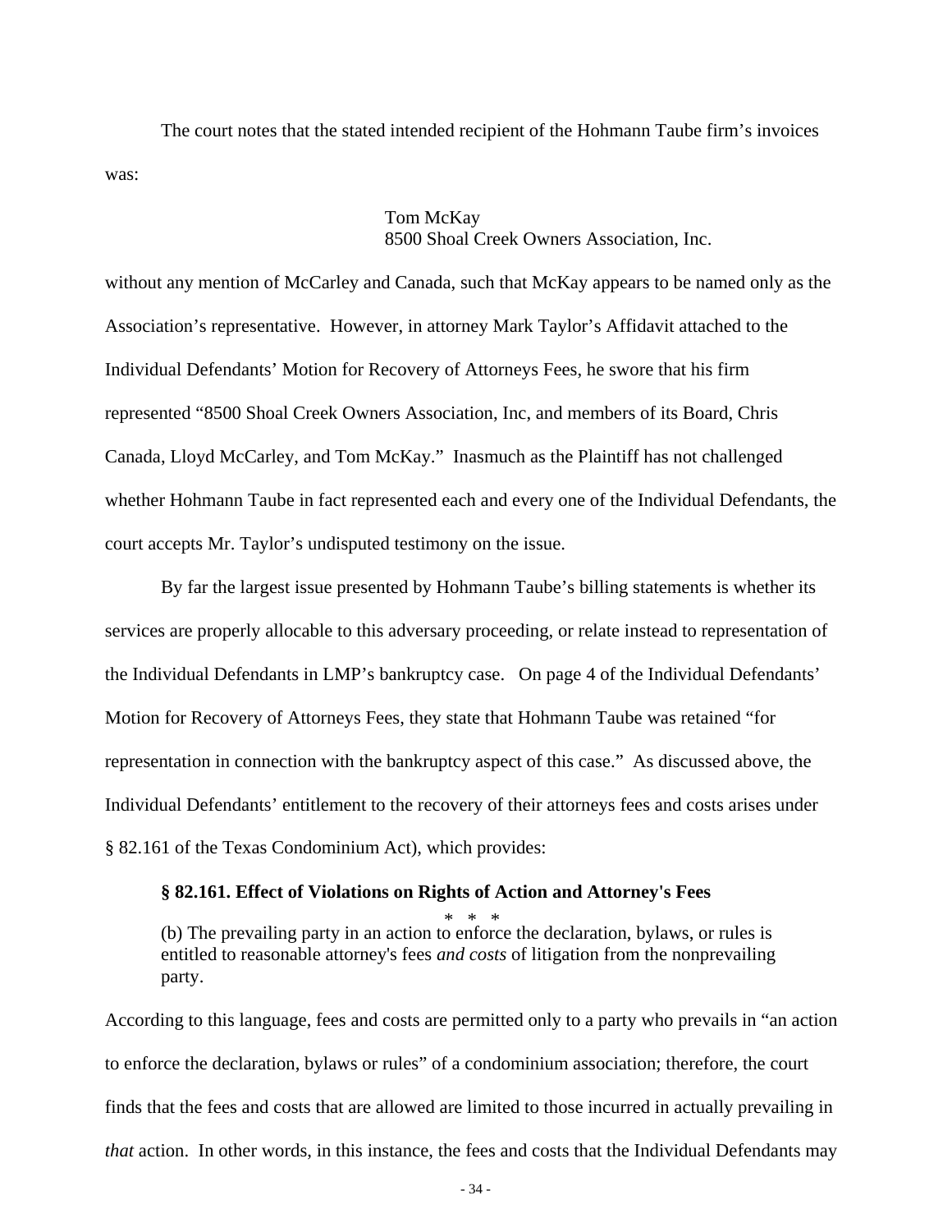The court notes that the stated intended recipient of the Hohmann Taube firm's invoices was:

> Tom McKay
> 8500 Shoal Creek Owners Association, Inc.

without any mention of McCarley and Canada, such that McKay appears to be named only as the Association's representative. However, in attorney Mark Taylor's Affidavit attached to the Individual Defendants' Motion for Recovery of Attorneys Fees, he swore that his firm represented "8500 Shoal Creek Owners Association, Inc, and members of its Board, Chris Canada, Lloyd McCarley, and Tom McKay." Inasmuch as the Plaintiff has not challenged whether Hohmann Taube in fact represented each and every one of the Individual Defendants, the court accepts Mr. Taylor's undisputed testimony on the issue.

By far the largest issue presented by Hohmann Taube's billing statements is whether its services are properly allocable to this adversary proceeding, or relate instead to representation of the Individual Defendants in LMP's bankruptcy case. On page 4 of the Individual Defendants' Motion for Recovery of Attorneys Fees, they state that Hohmann Taube was retained "for representation in connection with the bankruptcy aspect of this case." As discussed above, the Individual Defendants' entitlement to the recovery of their attorneys fees and costs arises under § 82.161 of the Texas Condominium Act), which provides:

> **§ 82.161. Effect of Violations on Rights of Action and Attorney's Fees**
>
> \* \* \*
>
> (b) The prevailing party in an action to enforce the declaration, bylaws, or rules is entitled to reasonable attorney's fees *and costs* of litigation from the nonprevailing party.

According to this language, fees and costs are permitted only to a party who prevails in "an action to enforce the declaration, bylaws or rules" of a condominium association; therefore, the court finds that the fees and costs that are allowed are limited to those incurred in actually prevailing in *that* action. In other words, in this instance, the fees and costs that the Individual Defendants may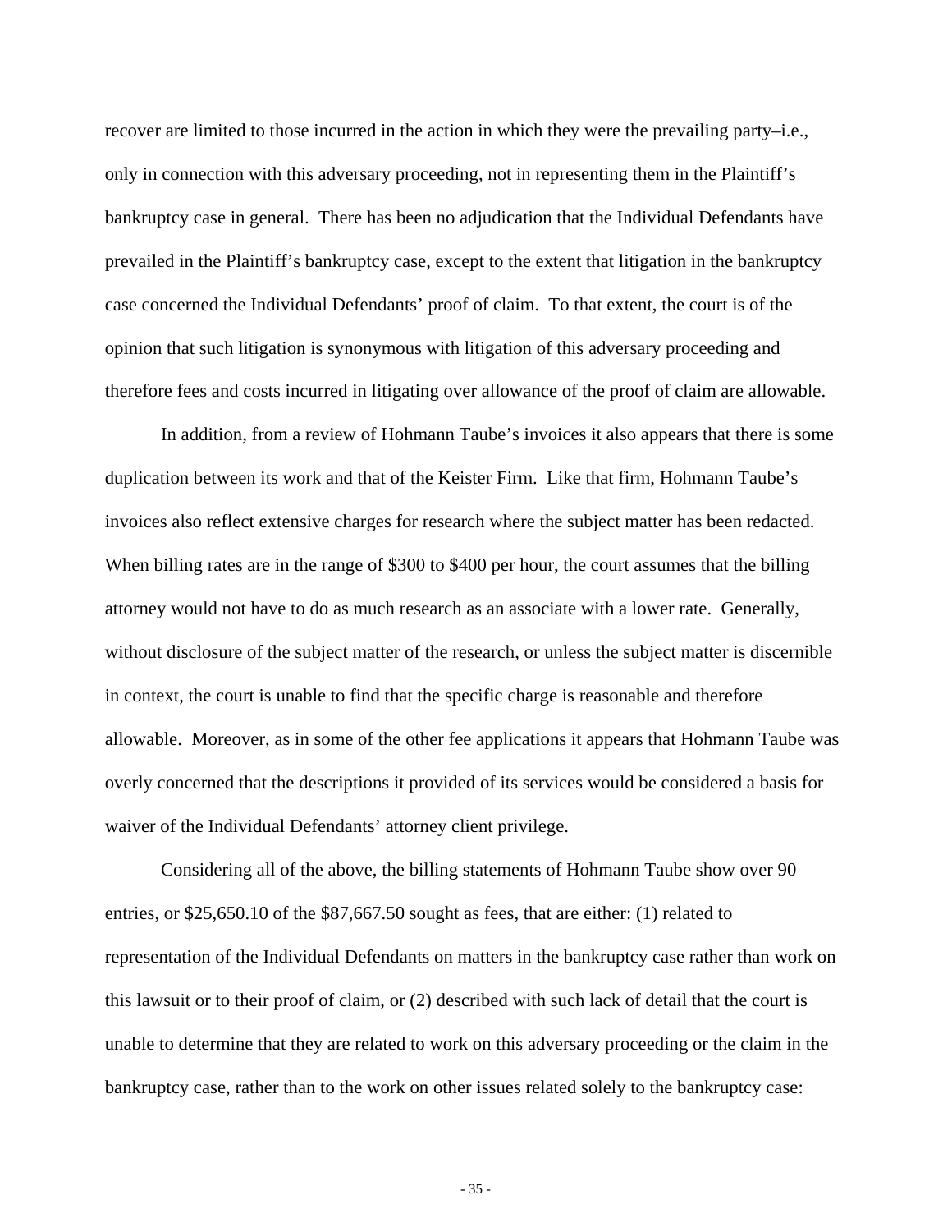recover are limited to those incurred in the action in which they were the prevailing party–i.e., only in connection with this adversary proceeding, not in representing them in the Plaintiff's bankruptcy case in general. There has been no adjudication that the Individual Defendants have prevailed in the Plaintiff's bankruptcy case, except to the extent that litigation in the bankruptcy case concerned the Individual Defendants' proof of claim. To that extent, the court is of the opinion that such litigation is synonymous with litigation of this adversary proceeding and therefore fees and costs incurred in litigating over allowance of the proof of claim are allowable.

In addition, from a review of Hohmann Taube's invoices it also appears that there is some duplication between its work and that of the Keister Firm. Like that firm, Hohmann Taube's invoices also reflect extensive charges for research where the subject matter has been redacted. When billing rates are in the range of $300 to $400 per hour, the court assumes that the billing attorney would not have to do as much research as an associate with a lower rate. Generally, without disclosure of the subject matter of the research, or unless the subject matter is discernible in context, the court is unable to find that the specific charge is reasonable and therefore allowable. Moreover, as in some of the other fee applications it appears that Hohmann Taube was overly concerned that the descriptions it provided of its services would be considered a basis for waiver of the Individual Defendants' attorney client privilege.

Considering all of the above, the billing statements of Hohmann Taube show over 90 entries, or $25,650.10 of the $87,667.50 sought as fees, that are either: (1) related to representation of the Individual Defendants on matters in the bankruptcy case rather than work on this lawsuit or to their proof of claim, or (2) described with such lack of detail that the court is unable to determine that they are related to work on this adversary proceeding or the claim in the bankruptcy case, rather than to the work on other issues related solely to the bankruptcy case: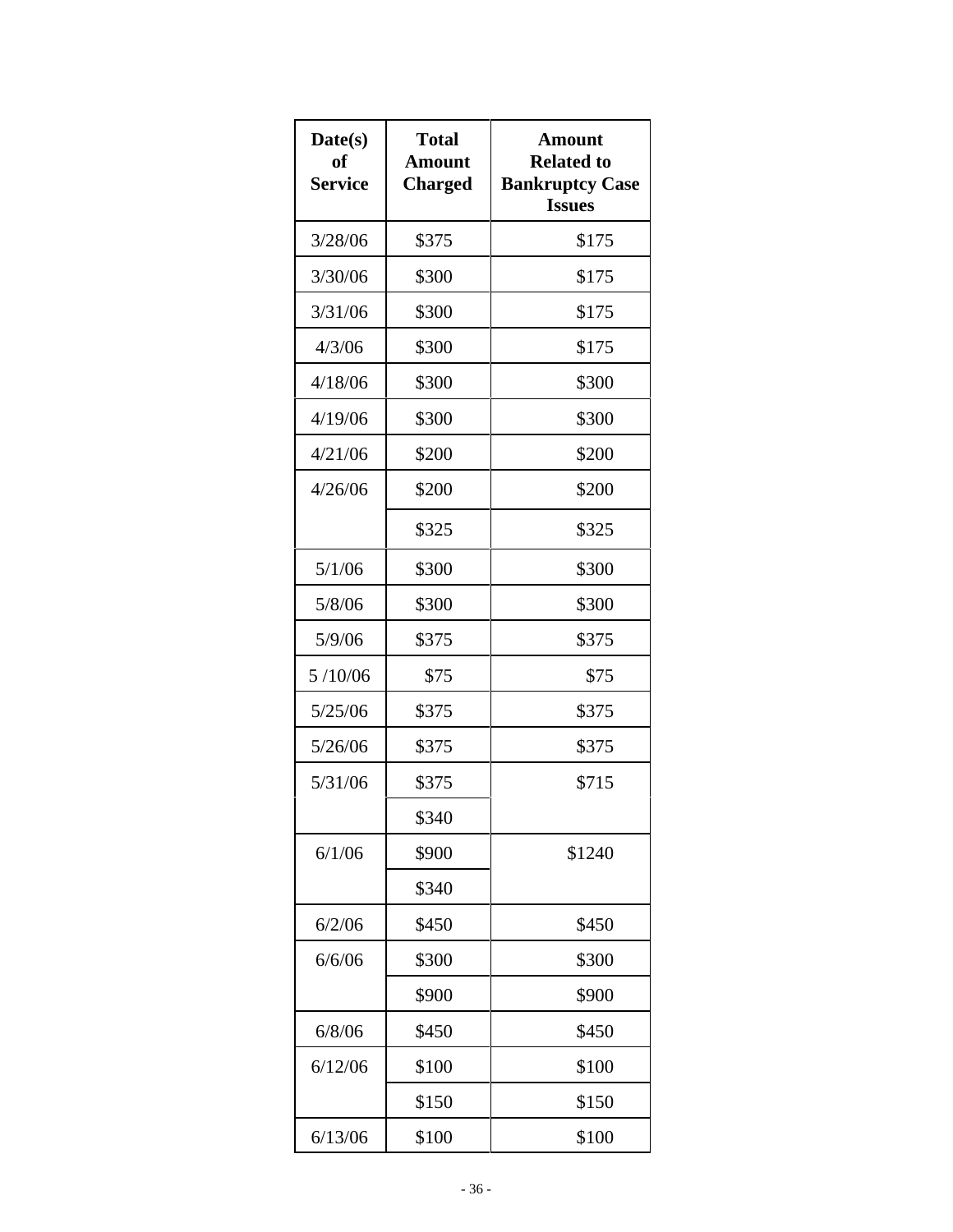| Date(s) of Service | Total Amount Charged | Amount Related to Bankruptcy Case Issues |
|---|---|---|
| 3/28/06 | $375 | $175 |
| 3/30/06 | $300 | $175 |
| 3/31/06 | $300 | $175 |
| 4/3/06 | $300 | $175 |
| 4/18/06 | $300 | $300 |
| 4/19/06 | $300 | $300 |
| 4/21/06 | $200 | $200 |
| 4/26/06 | $200 | $200 |
| | $325 | $325 |
| 5/1/06 | $300 | $300 |
| 5/8/06 | $300 | $300 |
| 5/9/06 | $375 | $375 |
| 5 /10/06 | $75 | $75 |
| 5/25/06 | $375 | $375 |
| 5/26/06 | $375 | $375 |
| 5/31/06 | $375 | $715 |
| | $340 | |
| 6/1/06 | $900 | $1240 |
| | $340 | |
| 6/2/06 | $450 | $450 |
| 6/6/06 | $300 | $300 |
| | $900 | $900 |
| 6/8/06 | $450 | $450 |
| 6/12/06 | $100 | $100 |
| | $150 | $150 |
| 6/13/06 | $100 | $100 |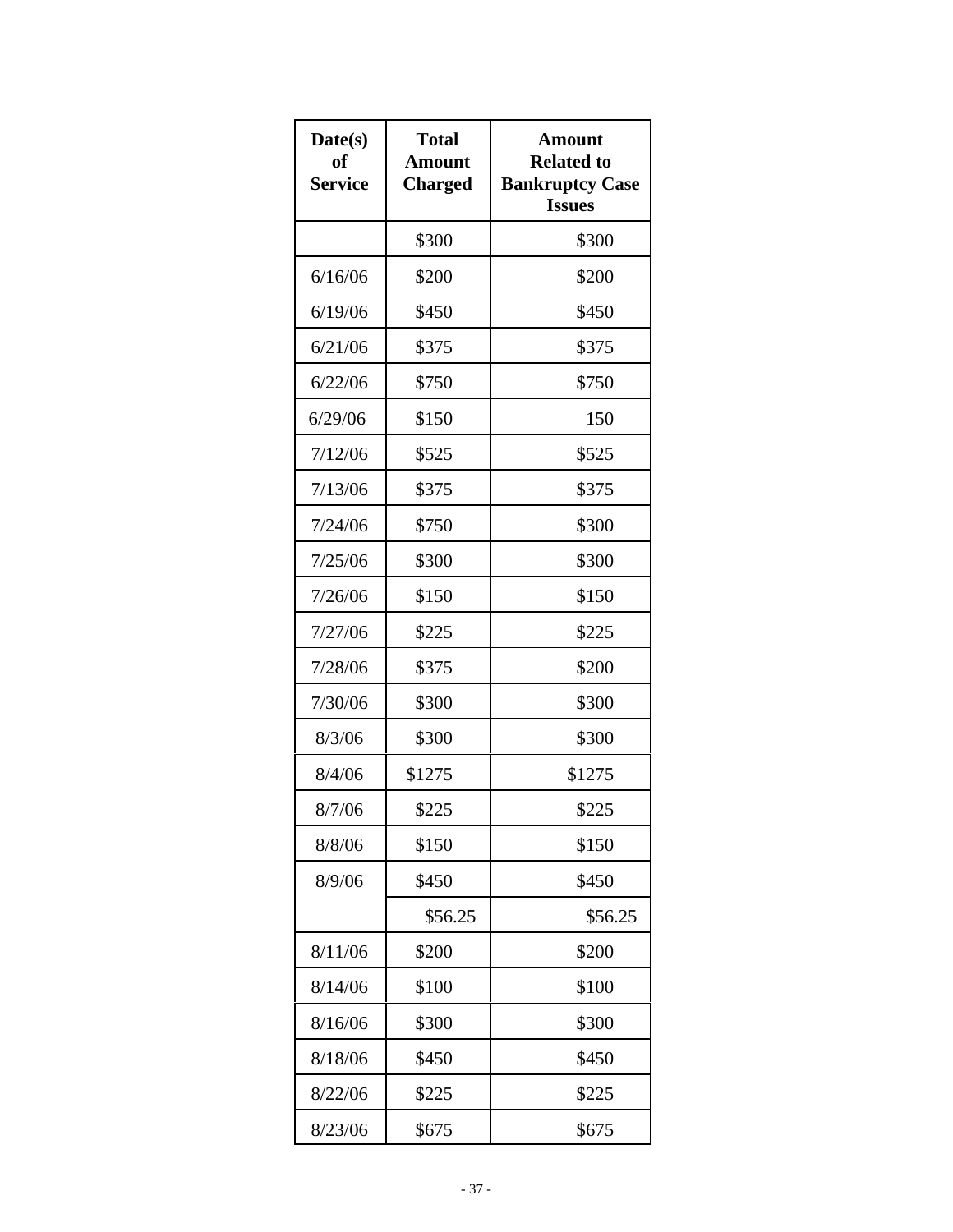| Date(s) of Service | Total Amount Charged | Amount Related to Bankruptcy Case Issues |
|---|---|---|
| | $300 | $300 |
| 6/16/06 | $200 | $200 |
| 6/19/06 | $450 | $450 |
| 6/21/06 | $375 | $375 |
| 6/22/06 | $750 | $750 |
| 6/29/06 | $150 | 150 |
| 7/12/06 | $525 | $525 |
| 7/13/06 | $375 | $375 |
| 7/24/06 | $750 | $300 |
| 7/25/06 | $300 | $300 |
| 7/26/06 | $150 | $150 |
| 7/27/06 | $225 | $225 |
| 7/28/06 | $375 | $200 |
| 7/30/06 | $300 | $300 |
| 8/3/06 | $300 | $300 |
| 8/4/06 | $1275 | $1275 |
| 8/7/06 | $225 | $225 |
| 8/8/06 | $150 | $150 |
| 8/9/06 | $450 | $450 |
| | $56.25 | $56.25 |
| 8/11/06 | $200 | $200 |
| 8/14/06 | $100 | $100 |
| 8/16/06 | $300 | $300 |
| 8/18/06 | $450 | $450 |
| 8/22/06 | $225 | $225 |
| 8/23/06 | $675 | $675 |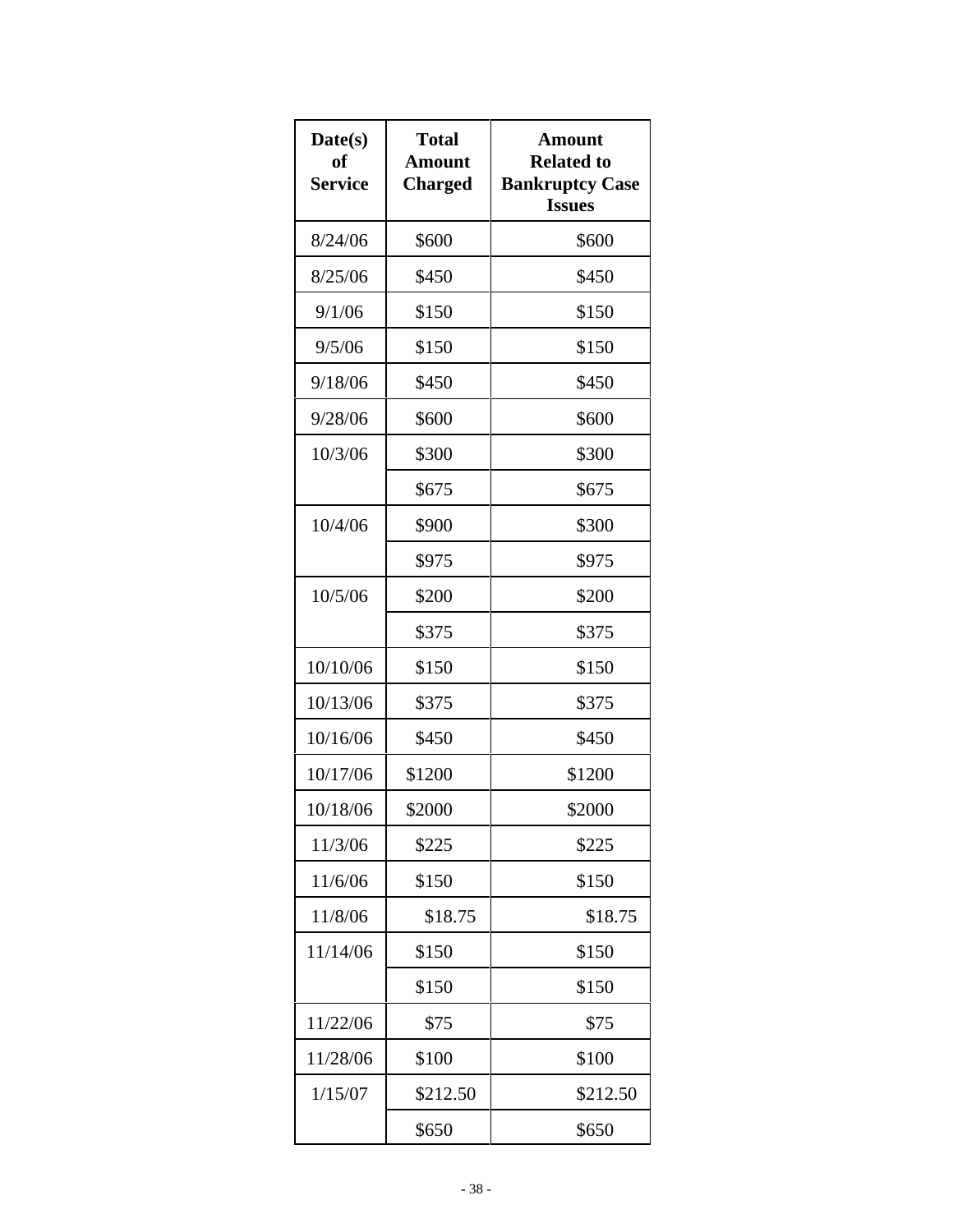| Date(s) of Service | Total Amount Charged | Amount Related to Bankruptcy Case Issues |
|---|---|---|
| 8/24/06 | $600 | $600 |
| 8/25/06 | $450 | $450 |
| 9/1/06 | $150 | $150 |
| 9/5/06 | $150 | $150 |
| 9/18/06 | $450 | $450 |
| 9/28/06 | $600 | $600 |
| 10/3/06 | $300 | $300 |
| | $675 | $675 |
| 10/4/06 | $900 | $300 |
| | $975 | $975 |
| 10/5/06 | $200 | $200 |
| | $375 | $375 |
| 10/10/06 | $150 | $150 |
| 10/13/06 | $375 | $375 |
| 10/16/06 | $450 | $450 |
| 10/17/06 | $1200 | $1200 |
| 10/18/06 | $2000 | $2000 |
| 11/3/06 | $225 | $225 |
| 11/6/06 | $150 | $150 |
| 11/8/06 | $18.75 | $18.75 |
| 11/14/06 | $150 | $150 |
| | $150 | $150 |
| 11/22/06 | $75 | $75 |
| 11/28/06 | $100 | $100 |
| 1/15/07 | $212.50 | $212.50 |
| | $650 | $650 |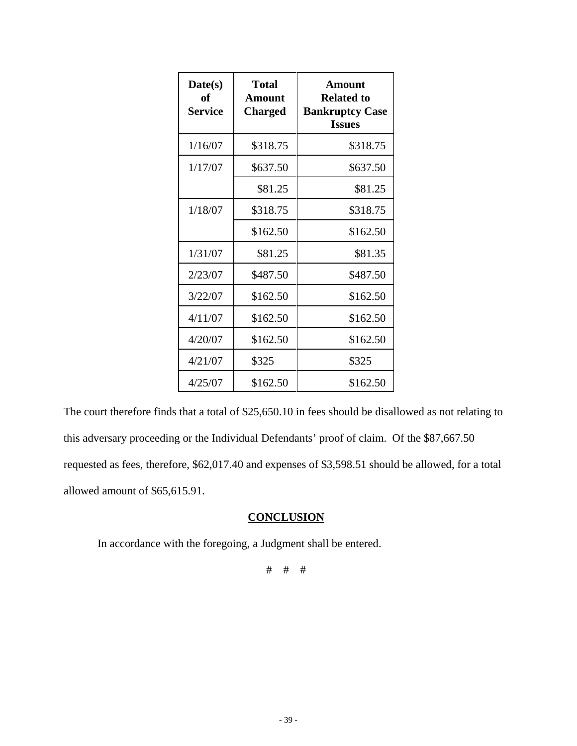| Date(s) of Service | Total Amount Charged | Amount Related to Bankruptcy Case Issues |
|---|---|---|
| 1/16/07 | $318.75 | $318.75 |
| 1/17/07 | $637.50 | $637.50 |
| | $81.25 | $81.25 |
| 1/18/07 | $318.75 | $318.75 |
| | $162.50 | $162.50 |
| 1/31/07 | $81.25 | $81.35 |
| 2/23/07 | $487.50 | $487.50 |
| 3/22/07 | $162.50 | $162.50 |
| 4/11/07 | $162.50 | $162.50 |
| 4/20/07 | $162.50 | $162.50 |
| 4/21/07 | $325 | $325 |
| 4/25/07 | $162.50 | $162.50 |

The court therefore finds that a total of $25,650.10 in fees should be disallowed as not relating to this adversary proceeding or the Individual Defendants' proof of claim. Of the $87,667.50 requested as fees, therefore, $62,017.40 and expenses of $3,598.51 should be allowed, for a total allowed amount of $65,615.91.

## CONCLUSION

In accordance with the foregoing, a Judgment shall be entered.

# # #